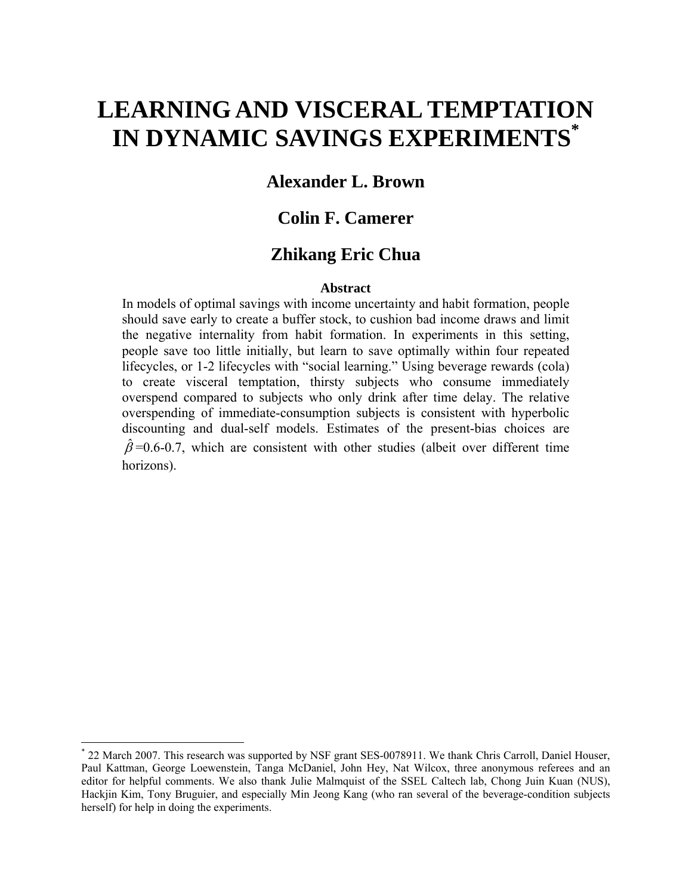# LEARNING AND VISCERAL TEMPTATION IN DYNAMIC SAVINGS EXPERIMENTS*

**Alexander L. Brown**

**Colin F. Camerer**

**Zhikang Eric Chua**

**Abstract**

In models of optimal savings with income uncertainty and habit formation, people should save early to create a buffer stock, to cushion bad income draws and limit the negative internality from habit formation. In experiments in this setting, people save too little initially, but learn to save optimally within four repeated lifecycles, or 1-2 lifecycles with "social learning." Using beverage rewards (cola) to create visceral temptation, thirsty subjects who consume immediately overspend compared to subjects who only drink after time delay. The relative overspending of immediate-consumption subjects is consistent with hyperbolic discounting and dual-self models. Estimates of the present-bias choices are $\hat{\beta}$=0.6-0.7, which are consistent with other studies (albeit over different time horizons).

---

* 22 March 2007. This research was supported by NSF grant SES-0078911. We thank Chris Carroll, Daniel Houser, Paul Kattman, George Loewenstein, Tanga McDaniel, John Hey, Nat Wilcox, three anonymous referees and an editor for helpful comments. We also thank Julie Malmquist of the SSEL Caltech lab, Chong Juin Kuan (NUS), Hackjin Kim, Tony Bruguier, and especially Min Jeong Kang (who ran several of the beverage-condition subjects herself) for help in doing the experiments.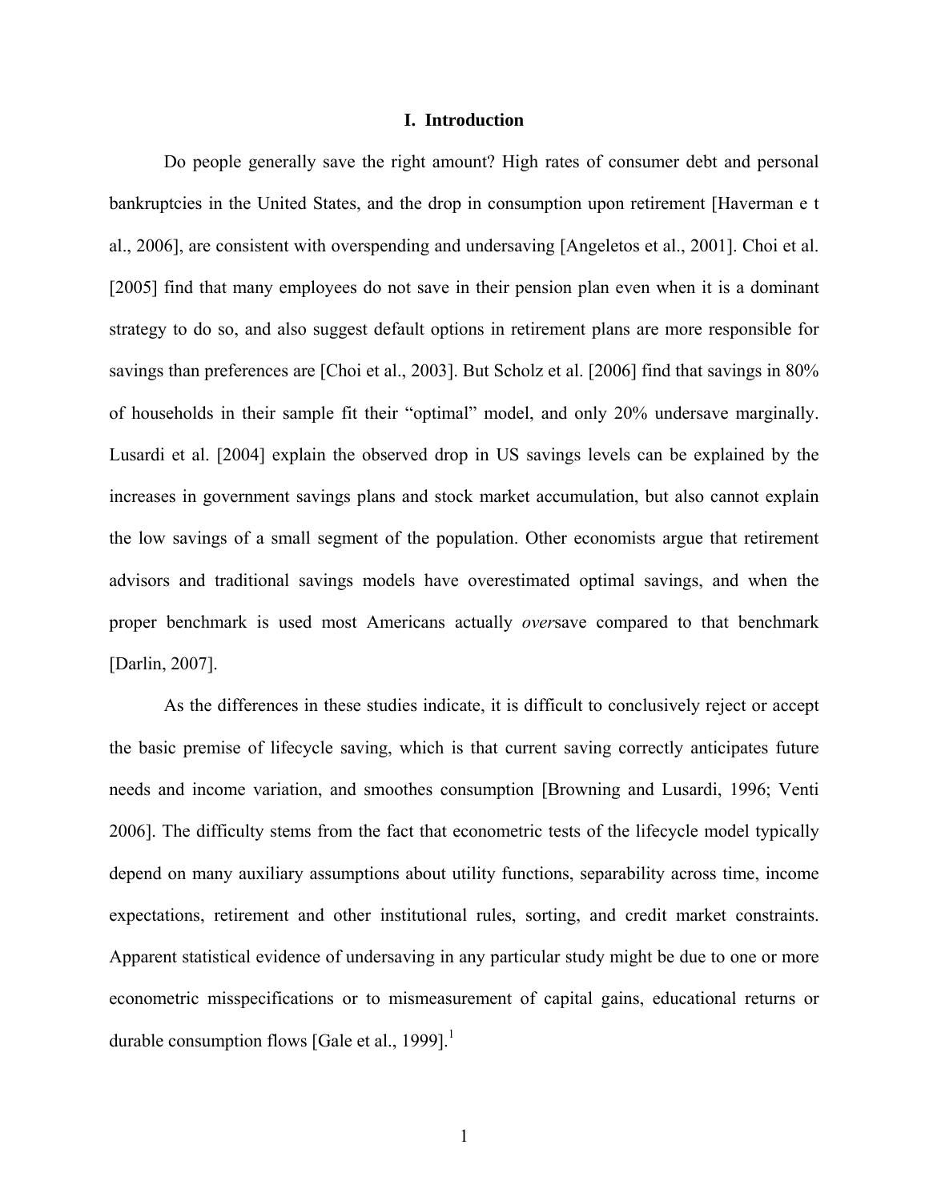## I. Introduction

Do people generally save the right amount? High rates of consumer debt and personal bankruptcies in the United States, and the drop in consumption upon retirement [Haverman e t al., 2006], are consistent with overspending and undersaving [Angeletos et al., 2001]. Choi et al. [2005] find that many employees do not save in their pension plan even when it is a dominant strategy to do so, and also suggest default options in retirement plans are more responsible for savings than preferences are [Choi et al., 2003]. But Scholz et al. [2006] find that savings in 80% of households in their sample fit their "optimal" model, and only 20% undersave marginally. Lusardi et al. [2004] explain the observed drop in US savings levels can be explained by the increases in government savings plans and stock market accumulation, but also cannot explain the low savings of a small segment of the population. Other economists argue that retirement advisors and traditional savings models have overestimated optimal savings, and when the proper benchmark is used most Americans actually *over*save compared to that benchmark [Darlin, 2007].

As the differences in these studies indicate, it is difficult to conclusively reject or accept the basic premise of lifecycle saving, which is that current saving correctly anticipates future needs and income variation, and smoothes consumption [Browning and Lusardi, 1996; Venti 2006]. The difficulty stems from the fact that econometric tests of the lifecycle model typically depend on many auxiliary assumptions about utility functions, separability across time, income expectations, retirement and other institutional rules, sorting, and credit market constraints. Apparent statistical evidence of undersaving in any particular study might be due to one or more econometric misspecifications or to mismeasurement of capital gains, educational returns or durable consumption flows [Gale et al., 1999].[1]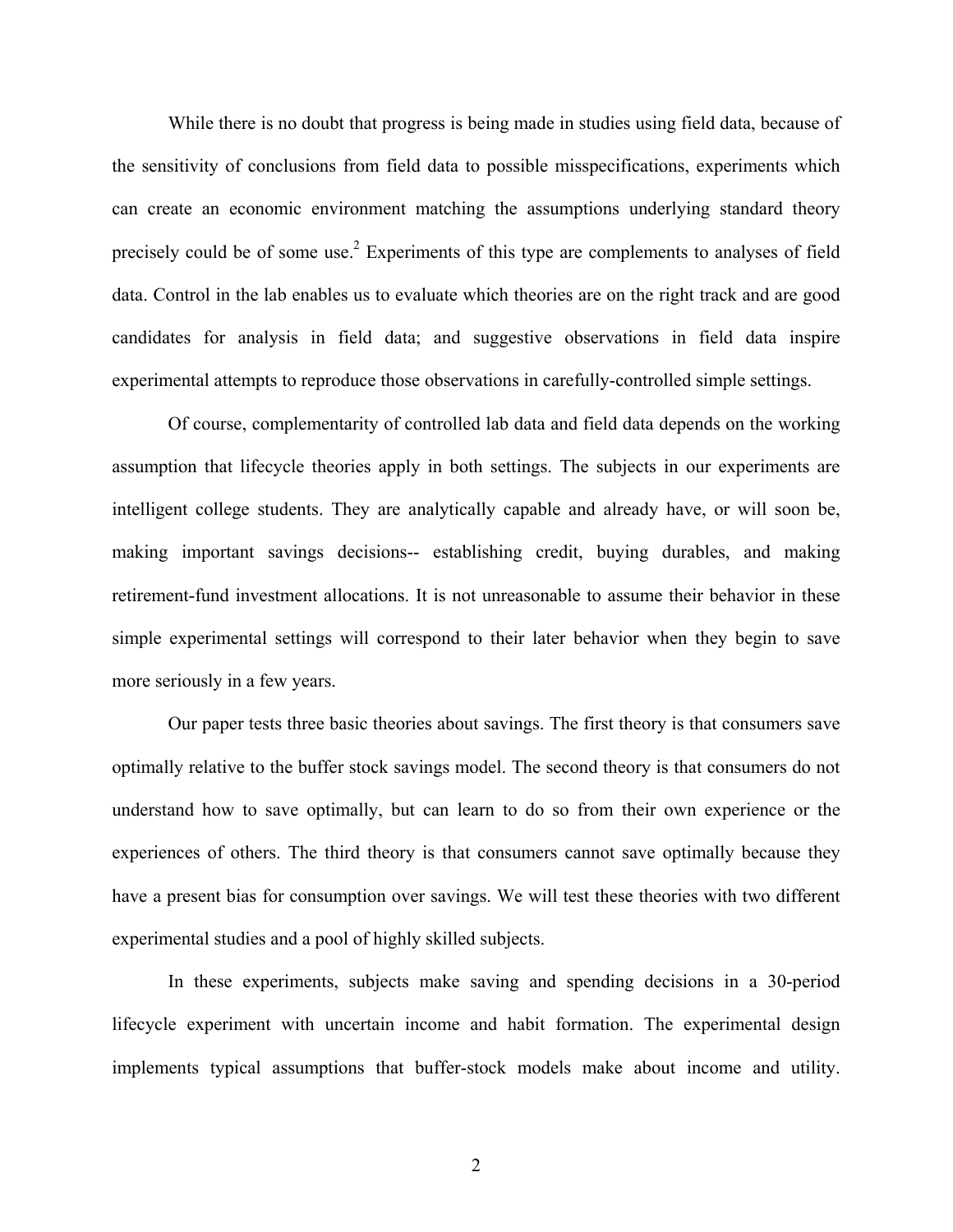While there is no doubt that progress is being made in studies using field data, because of the sensitivity of conclusions from field data to possible misspecifications, experiments which can create an economic environment matching the assumptions underlying standard theory precisely could be of some use.[2] Experiments of this type are complements to analyses of field data. Control in the lab enables us to evaluate which theories are on the right track and are good candidates for analysis in field data; and suggestive observations in field data inspire experimental attempts to reproduce those observations in carefully-controlled simple settings.

Of course, complementarity of controlled lab data and field data depends on the working assumption that lifecycle theories apply in both settings. The subjects in our experiments are intelligent college students. They are analytically capable and already have, or will soon be, making important savings decisions-- establishing credit, buying durables, and making retirement-fund investment allocations. It is not unreasonable to assume their behavior in these simple experimental settings will correspond to their later behavior when they begin to save more seriously in a few years.

Our paper tests three basic theories about savings. The first theory is that consumers save optimally relative to the buffer stock savings model. The second theory is that consumers do not understand how to save optimally, but can learn to do so from their own experience or the experiences of others. The third theory is that consumers cannot save optimally because they have a present bias for consumption over savings. We will test these theories with two different experimental studies and a pool of highly skilled subjects.

In these experiments, subjects make saving and spending decisions in a 30-period lifecycle experiment with uncertain income and habit formation. The experimental design implements typical assumptions that buffer-stock models make about income and utility.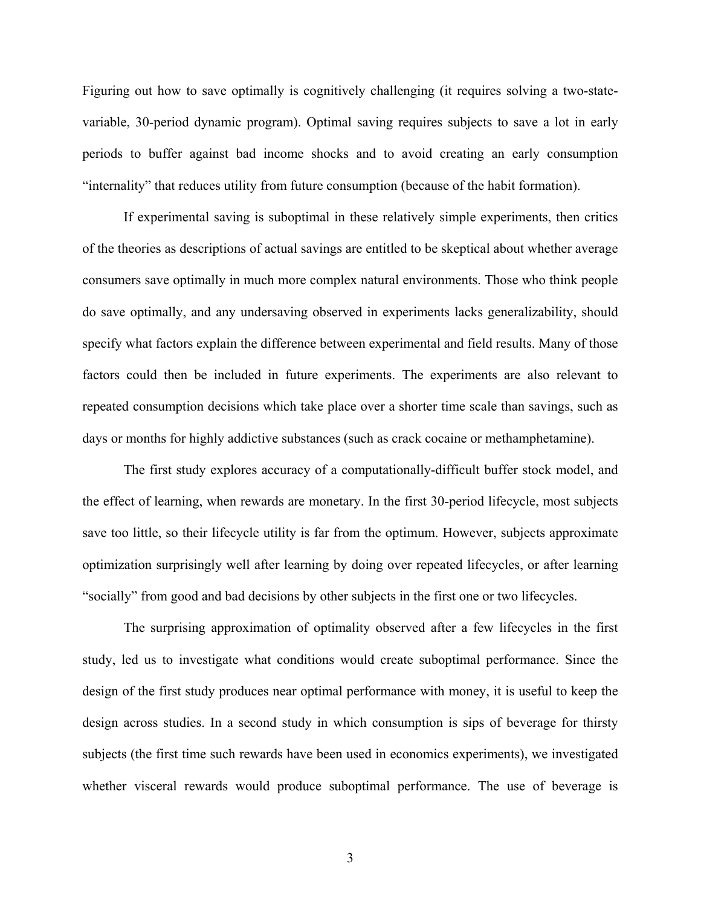Figuring out how to save optimally is cognitively challenging (it requires solving a two-state-variable, 30-period dynamic program). Optimal saving requires subjects to save a lot in early periods to buffer against bad income shocks and to avoid creating an early consumption "internality" that reduces utility from future consumption (because of the habit formation).

If experimental saving is suboptimal in these relatively simple experiments, then critics of the theories as descriptions of actual savings are entitled to be skeptical about whether average consumers save optimally in much more complex natural environments. Those who think people do save optimally, and any undersaving observed in experiments lacks generalizability, should specify what factors explain the difference between experimental and field results. Many of those factors could then be included in future experiments. The experiments are also relevant to repeated consumption decisions which take place over a shorter time scale than savings, such as days or months for highly addictive substances (such as crack cocaine or methamphetamine).

The first study explores accuracy of a computationally-difficult buffer stock model, and the effect of learning, when rewards are monetary. In the first 30-period lifecycle, most subjects save too little, so their lifecycle utility is far from the optimum. However, subjects approximate optimization surprisingly well after learning by doing over repeated lifecycles, or after learning "socially" from good and bad decisions by other subjects in the first one or two lifecycles.

The surprising approximation of optimality observed after a few lifecycles in the first study, led us to investigate what conditions would create suboptimal performance. Since the design of the first study produces near optimal performance with money, it is useful to keep the design across studies. In a second study in which consumption is sips of beverage for thirsty subjects (the first time such rewards have been used in economics experiments), we investigated whether visceral rewards would produce suboptimal performance. The use of beverage is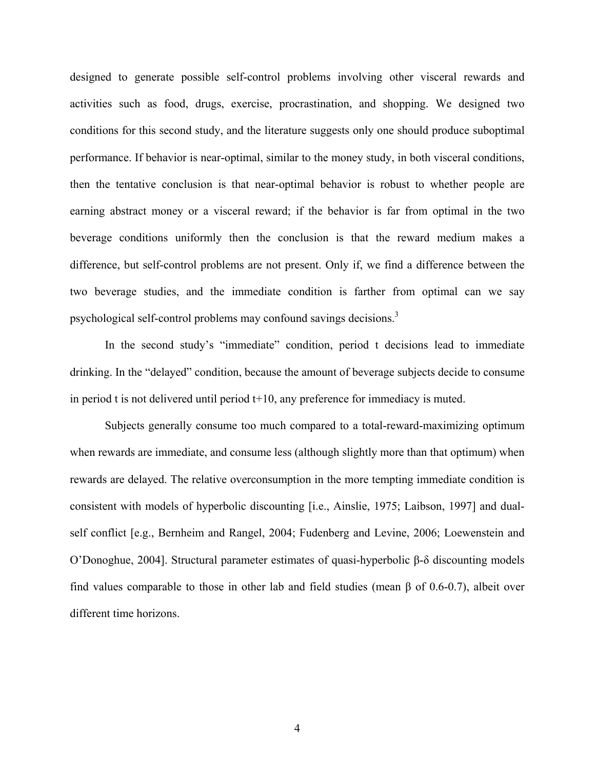designed to generate possible self-control problems involving other visceral rewards and activities such as food, drugs, exercise, procrastination, and shopping. We designed two conditions for this second study, and the literature suggests only one should produce suboptimal performance. If behavior is near-optimal, similar to the money study, in both visceral conditions, then the tentative conclusion is that near-optimal behavior is robust to whether people are earning abstract money or a visceral reward; if the behavior is far from optimal in the two beverage conditions uniformly then the conclusion is that the reward medium makes a difference, but self-control problems are not present. Only if, we find a difference between the two beverage studies, and the immediate condition is farther from optimal can we say psychological self-control problems may confound savings decisions.[3]

In the second study's "immediate" condition, period t decisions lead to immediate drinking. In the "delayed" condition, because the amount of beverage subjects decide to consume in period t is not delivered until period t+10, any preference for immediacy is muted.

Subjects generally consume too much compared to a total-reward-maximizing optimum when rewards are immediate, and consume less (although slightly more than that optimum) when rewards are delayed. The relative overconsumption in the more tempting immediate condition is consistent with models of hyperbolic discounting [i.e., Ainslie, 1975; Laibson, 1997] and dual-self conflict [e.g., Bernheim and Rangel, 2004; Fudenberg and Levine, 2006; Loewenstein and O'Donoghue, 2004]. Structural parameter estimates of quasi-hyperbolic $\beta$-$\delta$ discounting models find values comparable to those in other lab and field studies (mean $\beta$ of 0.6-0.7), albeit over different time horizons.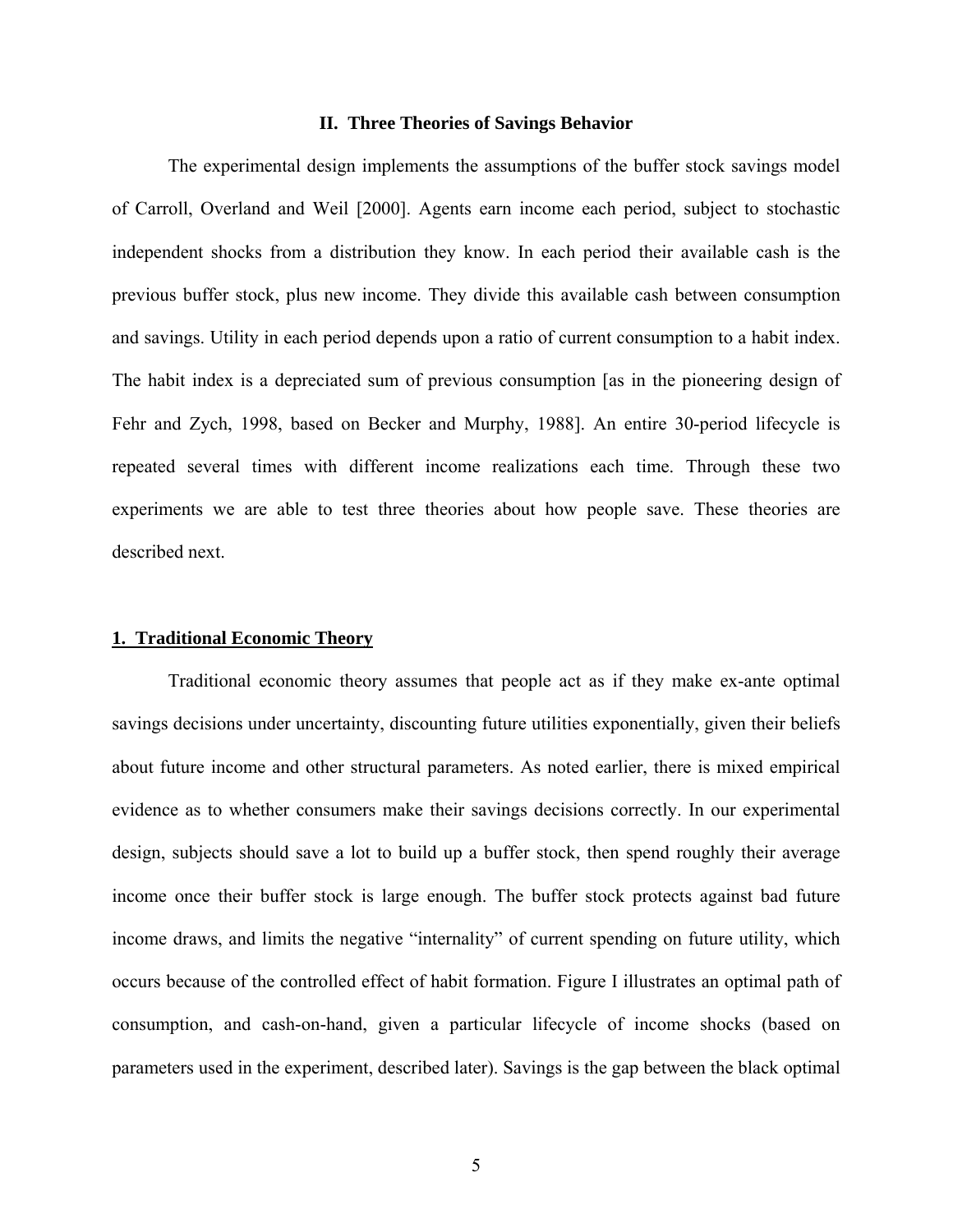## II. Three Theories of Savings Behavior

The experimental design implements the assumptions of the buffer stock savings model of Carroll, Overland and Weil [2000]. Agents earn income each period, subject to stochastic independent shocks from a distribution they know. In each period their available cash is the previous buffer stock, plus new income. They divide this available cash between consumption and savings. Utility in each period depends upon a ratio of current consumption to a habit index. The habit index is a depreciated sum of previous consumption [as in the pioneering design of Fehr and Zych, 1998, based on Becker and Murphy, 1988]. An entire 30-period lifecycle is repeated several times with different income realizations each time. Through these two experiments we are able to test three theories about how people save. These theories are described next.

### 1. Traditional Economic Theory

Traditional economic theory assumes that people act as if they make ex-ante optimal savings decisions under uncertainty, discounting future utilities exponentially, given their beliefs about future income and other structural parameters. As noted earlier, there is mixed empirical evidence as to whether consumers make their savings decisions correctly. In our experimental design, subjects should save a lot to build up a buffer stock, then spend roughly their average income once their buffer stock is large enough. The buffer stock protects against bad future income draws, and limits the negative "internality" of current spending on future utility, which occurs because of the controlled effect of habit formation. Figure I illustrates an optimal path of consumption, and cash-on-hand, given a particular lifecycle of income shocks (based on parameters used in the experiment, described later). Savings is the gap between the black optimal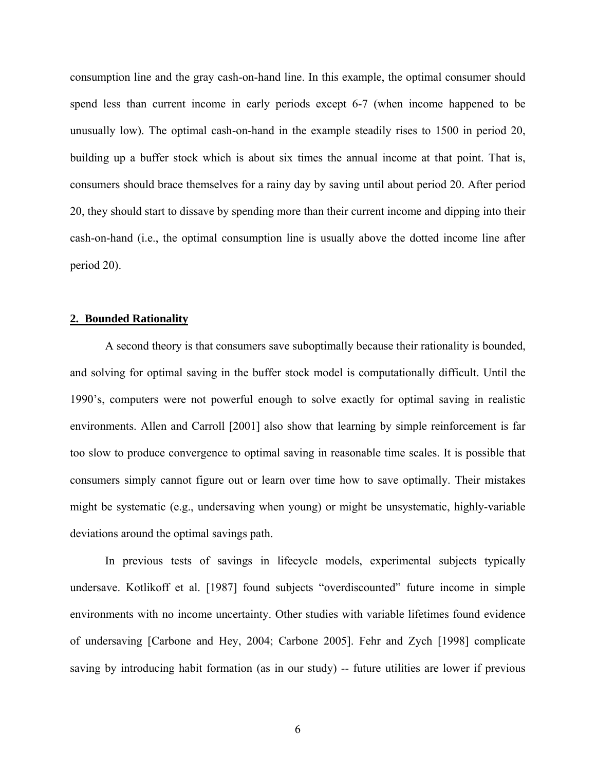consumption line and the gray cash-on-hand line. In this example, the optimal consumer should spend less than current income in early periods except 6-7 (when income happened to be unusually low). The optimal cash-on-hand in the example steadily rises to 1500 in period 20, building up a buffer stock which is about six times the annual income at that point. That is, consumers should brace themselves for a rainy day by saving until about period 20. After period 20, they should start to dissave by spending more than their current income and dipping into their cash-on-hand (i.e., the optimal consumption line is usually above the dotted income line after period 20).

## 2. Bounded Rationality

A second theory is that consumers save suboptimally because their rationality is bounded, and solving for optimal saving in the buffer stock model is computationally difficult. Until the 1990's, computers were not powerful enough to solve exactly for optimal saving in realistic environments. Allen and Carroll [2001] also show that learning by simple reinforcement is far too slow to produce convergence to optimal saving in reasonable time scales. It is possible that consumers simply cannot figure out or learn over time how to save optimally. Their mistakes might be systematic (e.g., undersaving when young) or might be unsystematic, highly-variable deviations around the optimal savings path.

In previous tests of savings in lifecycle models, experimental subjects typically undersave. Kotlikoff et al. [1987] found subjects "overdiscounted" future income in simple environments with no income uncertainty. Other studies with variable lifetimes found evidence of undersaving [Carbone and Hey, 2004; Carbone 2005]. Fehr and Zych [1998] complicate saving by introducing habit formation (as in our study) -- future utilities are lower if previous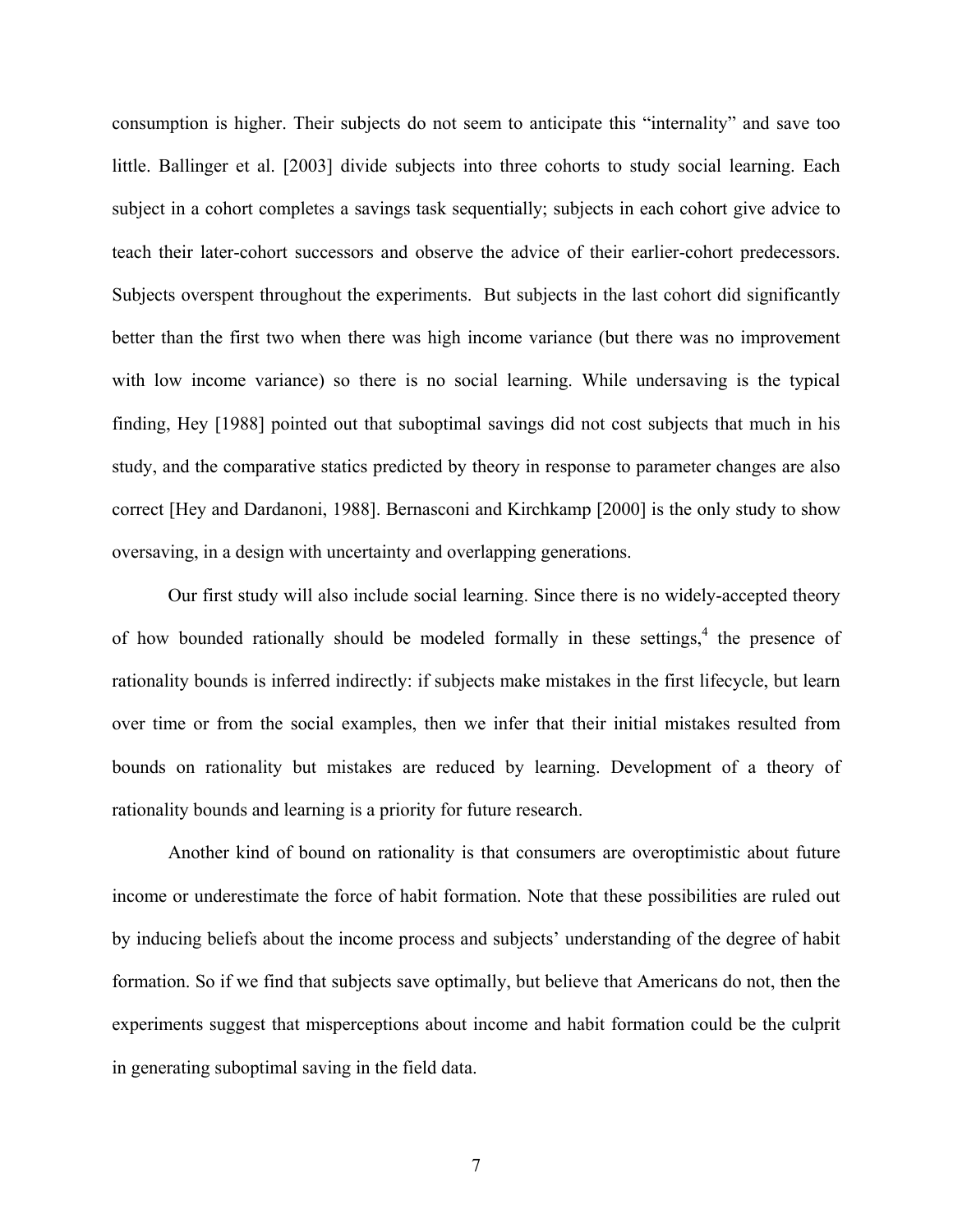consumption is higher. Their subjects do not seem to anticipate this "internality" and save too little. Ballinger et al. [2003] divide subjects into three cohorts to study social learning. Each subject in a cohort completes a savings task sequentially; subjects in each cohort give advice to teach their later-cohort successors and observe the advice of their earlier-cohort predecessors. Subjects overspent throughout the experiments. But subjects in the last cohort did significantly better than the first two when there was high income variance (but there was no improvement with low income variance) so there is no social learning. While undersaving is the typical finding, Hey [1988] pointed out that suboptimal savings did not cost subjects that much in his study, and the comparative statics predicted by theory in response to parameter changes are also correct [Hey and Dardanoni, 1988]. Bernasconi and Kirchkamp [2000] is the only study to show oversaving, in a design with uncertainty and overlapping generations.

Our first study will also include social learning. Since there is no widely-accepted theory of how bounded rationally should be modeled formally in these settings,[4] the presence of rationality bounds is inferred indirectly: if subjects make mistakes in the first lifecycle, but learn over time or from the social examples, then we infer that their initial mistakes resulted from bounds on rationality but mistakes are reduced by learning. Development of a theory of rationality bounds and learning is a priority for future research.

Another kind of bound on rationality is that consumers are overoptimistic about future income or underestimate the force of habit formation. Note that these possibilities are ruled out by inducing beliefs about the income process and subjects' understanding of the degree of habit formation. So if we find that subjects save optimally, but believe that Americans do not, then the experiments suggest that misperceptions about income and habit formation could be the culprit in generating suboptimal saving in the field data.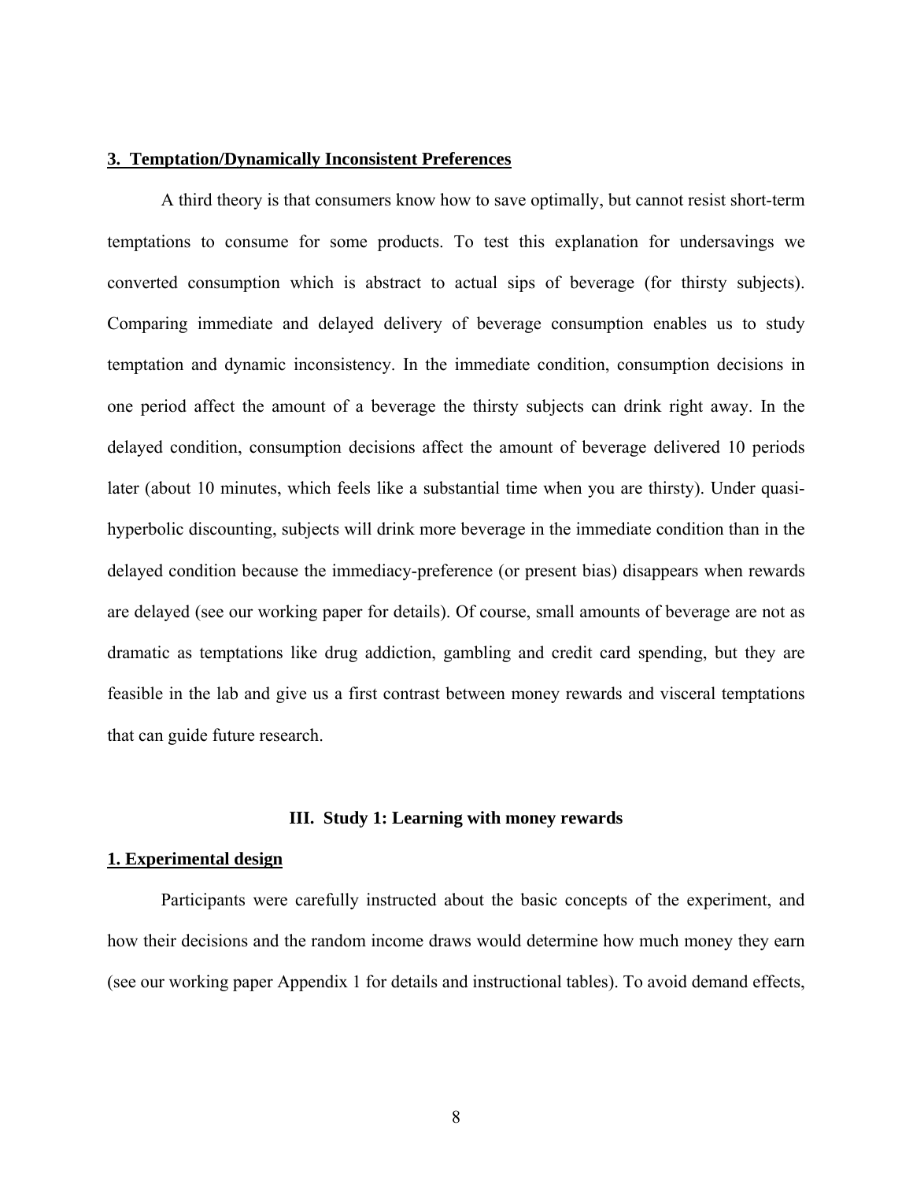**3. Temptation/Dynamically Inconsistent Preferences**

A third theory is that consumers know how to save optimally, but cannot resist short-term temptations to consume for some products. To test this explanation for undersavings we converted consumption which is abstract to actual sips of beverage (for thirsty subjects). Comparing immediate and delayed delivery of beverage consumption enables us to study temptation and dynamic inconsistency. In the immediate condition, consumption decisions in one period affect the amount of a beverage the thirsty subjects can drink right away. In the delayed condition, consumption decisions affect the amount of beverage delivered 10 periods later (about 10 minutes, which feels like a substantial time when you are thirsty). Under quasi-hyperbolic discounting, subjects will drink more beverage in the immediate condition than in the delayed condition because the immediacy-preference (or present bias) disappears when rewards are delayed (see our working paper for details). Of course, small amounts of beverage are not as dramatic as temptations like drug addiction, gambling and credit card spending, but they are feasible in the lab and give us a first contrast between money rewards and visceral temptations that can guide future research.

## III. Study 1: Learning with money rewards

**1. Experimental design**

Participants were carefully instructed about the basic concepts of the experiment, and how their decisions and the random income draws would determine how much money they earn (see our working paper Appendix 1 for details and instructional tables). To avoid demand effects,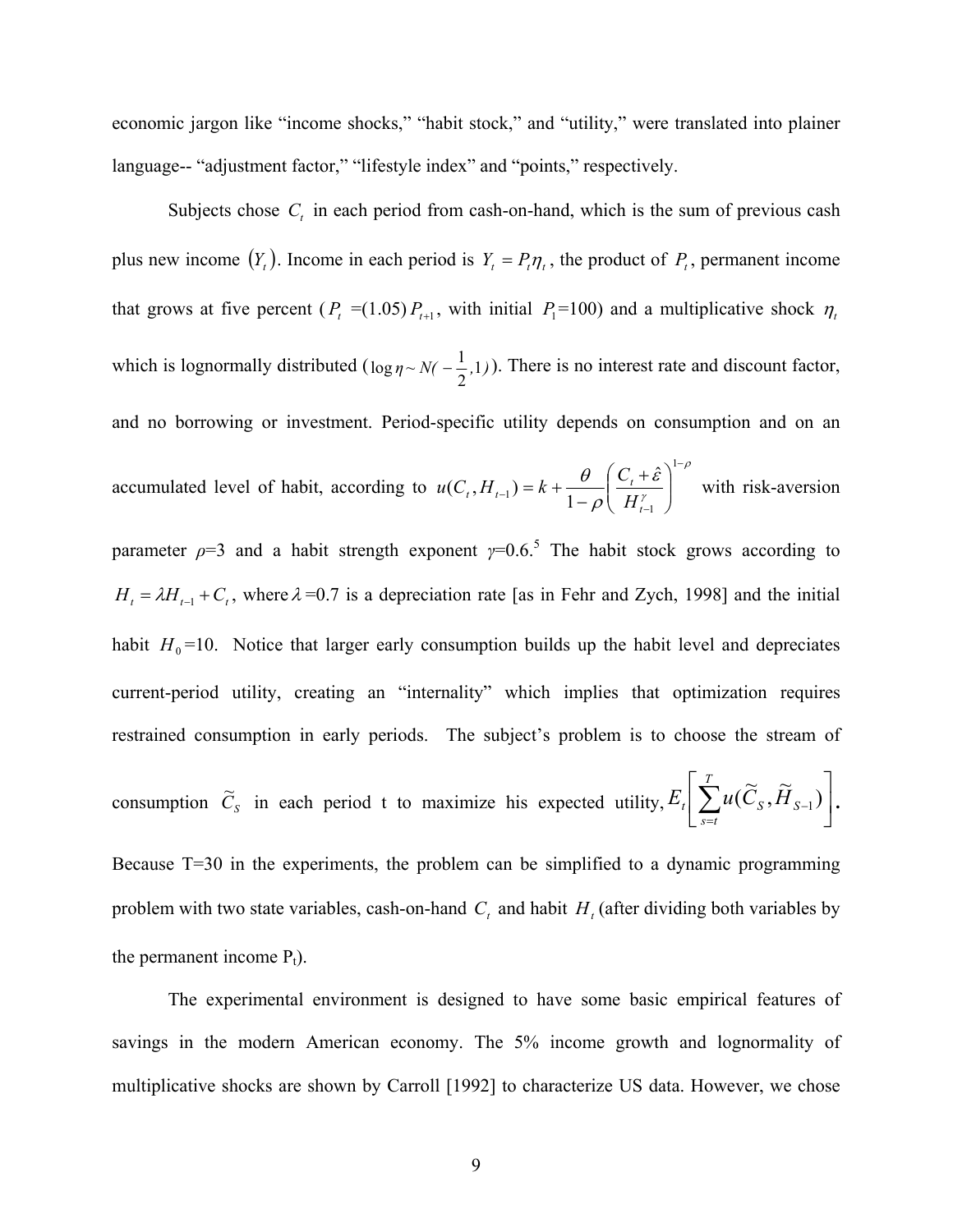economic jargon like "income shocks," "habit stock," and "utility," were translated into plainer language-- "adjustment factor," "lifestyle index" and "points," respectively.

Subjects chose $C_t$ in each period from cash-on-hand, which is the sum of previous cash plus new income $(Y_t)$. Income in each period is $Y_t = P_t\eta_t$, the product of $P_t$, permanent income that grows at five percent ($P_t$ =(1.05)$P_{t+1}$, with initial $P_1$=100) and a multiplicative shock $\eta_t$ which is lognormally distributed ($\log\eta \sim N(-\frac{1}{2},1)$). There is no interest rate and discount factor, and no borrowing or investment. Period-specific utility depends on consumption and on an accumulated level of habit, according to $u(C_t, H_{t-1}) = k + \frac{\theta}{1-\rho}\left(\frac{C_t + \hat{\varepsilon}}{H_{t-1}^{\gamma}}\right)^{1-\rho}$ with risk-aversion parameter $\rho$=3 and a habit strength exponent $\gamma$=0.6.[5] The habit stock grows according to $H_t = \lambda H_{t-1} + C_t$, where $\lambda$ =0.7 is a depreciation rate [as in Fehr and Zych, 1998] and the initial habit $H_0$=10. Notice that larger early consumption builds up the habit level and depreciates current-period utility, creating an "internality" which implies that optimization requires restrained consumption in early periods. The subject's problem is to choose the stream of consumption $\widetilde{C}_S$ in each period t to maximize his expected utility, $E_t\left[\sum_{s=t}^{T} u(\widetilde{C}_S, \widetilde{H}_{S-1})\right]$.

Because T=30 in the experiments, the problem can be simplified to a dynamic programming problem with two state variables, cash-on-hand $C_t$ and habit $H_t$ (after dividing both variables by the permanent income $P_t$).

The experimental environment is designed to have some basic empirical features of savings in the modern American economy. The 5% income growth and lognormality of multiplicative shocks are shown by Carroll [1992] to characterize US data. However, we chose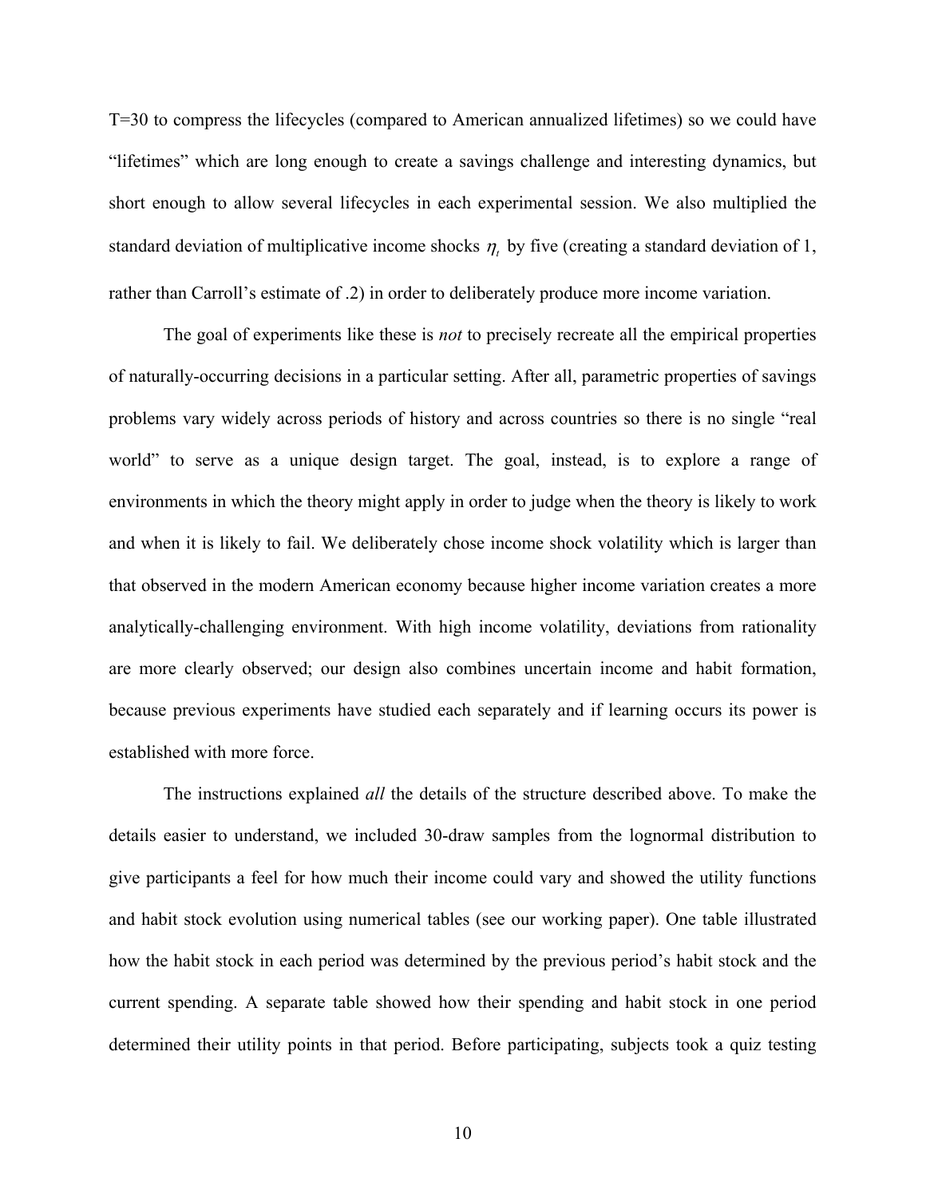T=30 to compress the lifecycles (compared to American annualized lifetimes) so we could have "lifetimes" which are long enough to create a savings challenge and interesting dynamics, but short enough to allow several lifecycles in each experimental session. We also multiplied the standard deviation of multiplicative income shocks $\eta_t$ by five (creating a standard deviation of 1, rather than Carroll's estimate of .2) in order to deliberately produce more income variation.

The goal of experiments like these is *not* to precisely recreate all the empirical properties of naturally-occurring decisions in a particular setting. After all, parametric properties of savings problems vary widely across periods of history and across countries so there is no single "real world" to serve as a unique design target. The goal, instead, is to explore a range of environments in which the theory might apply in order to judge when the theory is likely to work and when it is likely to fail. We deliberately chose income shock volatility which is larger than that observed in the modern American economy because higher income variation creates a more analytically-challenging environment. With high income volatility, deviations from rationality are more clearly observed; our design also combines uncertain income and habit formation, because previous experiments have studied each separately and if learning occurs its power is established with more force.

The instructions explained *all* the details of the structure described above. To make the details easier to understand, we included 30-draw samples from the lognormal distribution to give participants a feel for how much their income could vary and showed the utility functions and habit stock evolution using numerical tables (see our working paper). One table illustrated how the habit stock in each period was determined by the previous period's habit stock and the current spending. A separate table showed how their spending and habit stock in one period determined their utility points in that period. Before participating, subjects took a quiz testing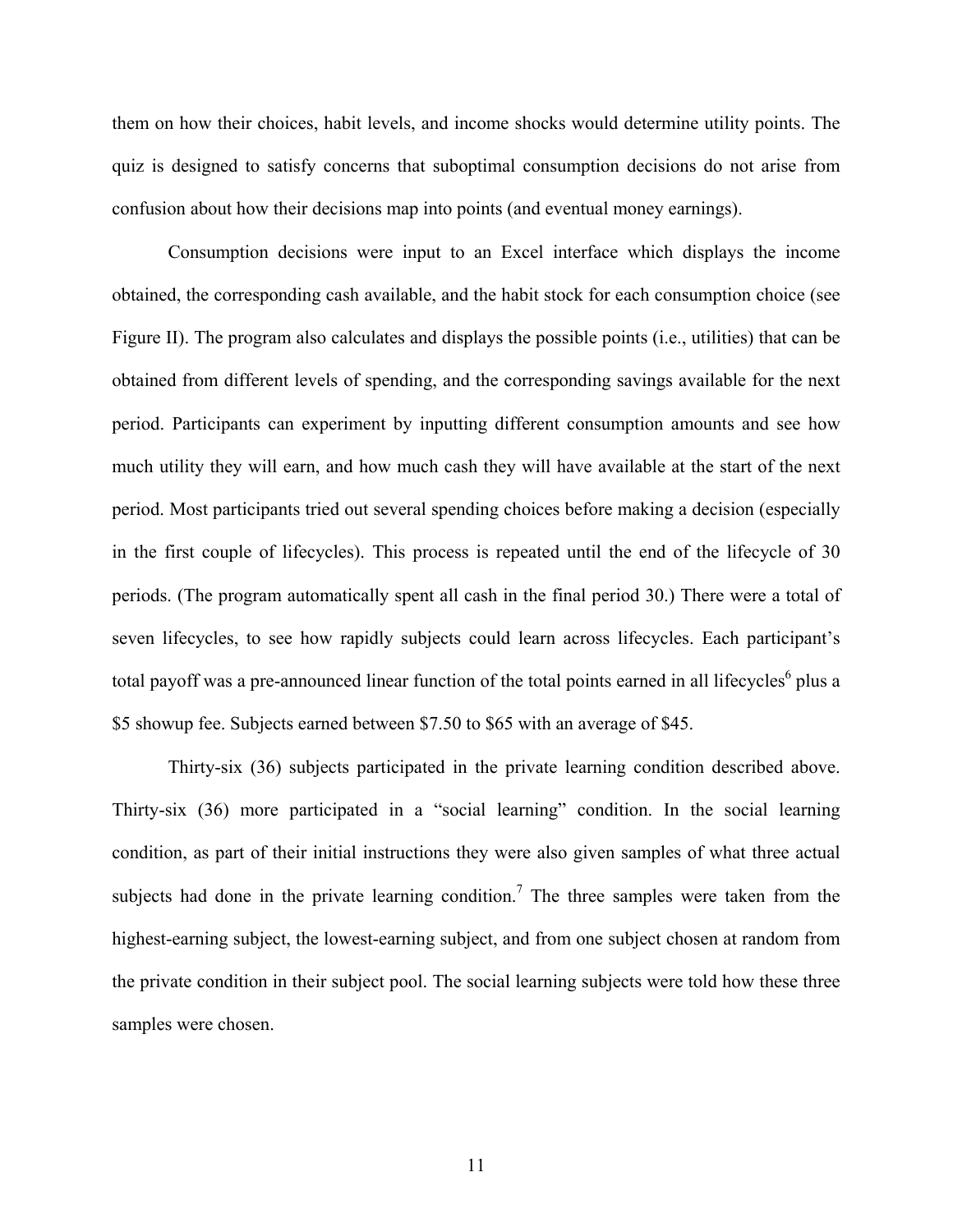them on how their choices, habit levels, and income shocks would determine utility points. The quiz is designed to satisfy concerns that suboptimal consumption decisions do not arise from confusion about how their decisions map into points (and eventual money earnings).

Consumption decisions were input to an Excel interface which displays the income obtained, the corresponding cash available, and the habit stock for each consumption choice (see Figure II). The program also calculates and displays the possible points (i.e., utilities) that can be obtained from different levels of spending, and the corresponding savings available for the next period. Participants can experiment by inputting different consumption amounts and see how much utility they will earn, and how much cash they will have available at the start of the next period. Most participants tried out several spending choices before making a decision (especially in the first couple of lifecycles). This process is repeated until the end of the lifecycle of 30 periods. (The program automatically spent all cash in the final period 30.) There were a total of seven lifecycles, to see how rapidly subjects could learn across lifecycles. Each participant's total payoff was a pre-announced linear function of the total points earned in all lifecycles[6] plus a $5 showup fee. Subjects earned between $7.50 to $65 with an average of $45.

Thirty-six (36) subjects participated in the private learning condition described above. Thirty-six (36) more participated in a "social learning" condition. In the social learning condition, as part of their initial instructions they were also given samples of what three actual subjects had done in the private learning condition.[7] The three samples were taken from the highest-earning subject, the lowest-earning subject, and from one subject chosen at random from the private condition in their subject pool. The social learning subjects were told how these three samples were chosen.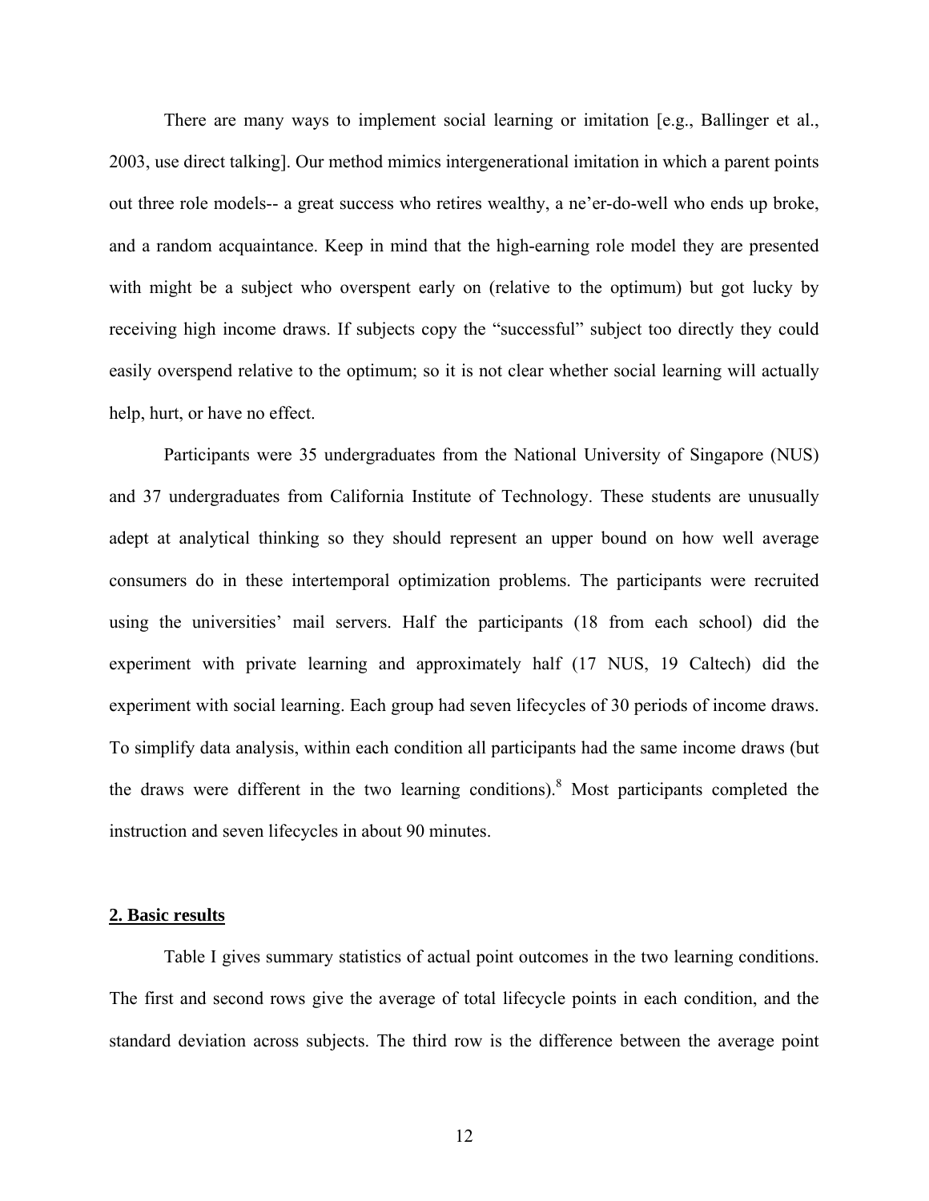There are many ways to implement social learning or imitation [e.g., Ballinger et al., 2003, use direct talking]. Our method mimics intergenerational imitation in which a parent points out three role models-- a great success who retires wealthy, a ne'er-do-well who ends up broke, and a random acquaintance. Keep in mind that the high-earning role model they are presented with might be a subject who overspent early on (relative to the optimum) but got lucky by receiving high income draws. If subjects copy the "successful" subject too directly they could easily overspend relative to the optimum; so it is not clear whether social learning will actually help, hurt, or have no effect.

Participants were 35 undergraduates from the National University of Singapore (NUS) and 37 undergraduates from California Institute of Technology. These students are unusually adept at analytical thinking so they should represent an upper bound on how well average consumers do in these intertemporal optimization problems. The participants were recruited using the universities' mail servers. Half the participants (18 from each school) did the experiment with private learning and approximately half (17 NUS, 19 Caltech) did the experiment with social learning. Each group had seven lifecycles of 30 periods of income draws. To simplify data analysis, within each condition all participants had the same income draws (but the draws were different in the two learning conditions).[8] Most participants completed the instruction and seven lifecycles in about 90 minutes.

## 2. Basic results

Table I gives summary statistics of actual point outcomes in the two learning conditions. The first and second rows give the average of total lifecycle points in each condition, and the standard deviation across subjects. The third row is the difference between the average point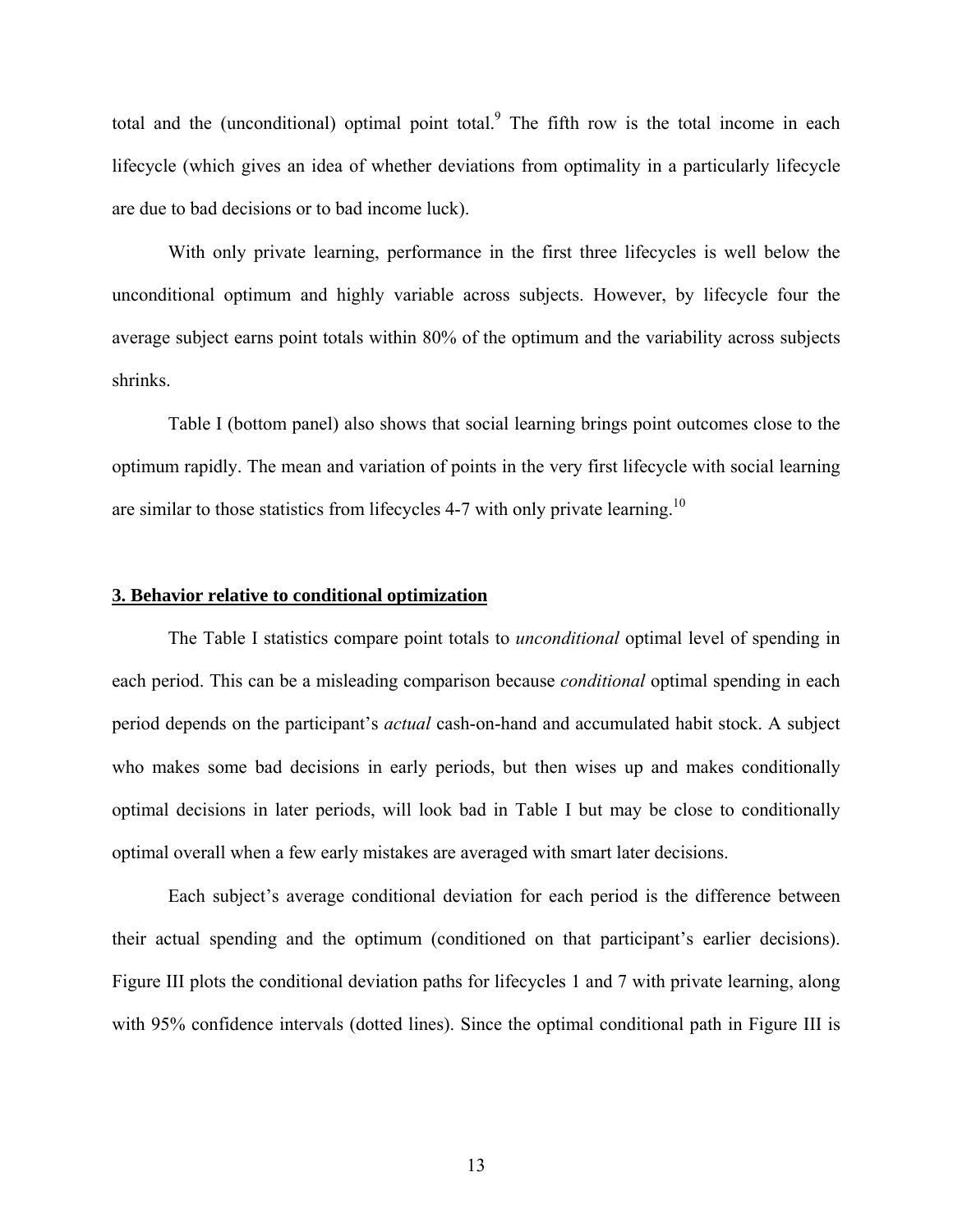total and the (unconditional) optimal point total.[9] The fifth row is the total income in each lifecycle (which gives an idea of whether deviations from optimality in a particularly lifecycle are due to bad decisions or to bad income luck).

With only private learning, performance in the first three lifecycles is well below the unconditional optimum and highly variable across subjects. However, by lifecycle four the average subject earns point totals within 80% of the optimum and the variability across subjects shrinks.

Table I (bottom panel) also shows that social learning brings point outcomes close to the optimum rapidly. The mean and variation of points in the very first lifecycle with social learning are similar to those statistics from lifecycles 4-7 with only private learning.[10]

## 3. Behavior relative to conditional optimization

The Table I statistics compare point totals to *unconditional* optimal level of spending in each period. This can be a misleading comparison because *conditional* optimal spending in each period depends on the participant's *actual* cash-on-hand and accumulated habit stock. A subject who makes some bad decisions in early periods, but then wises up and makes conditionally optimal decisions in later periods, will look bad in Table I but may be close to conditionally optimal overall when a few early mistakes are averaged with smart later decisions.

Each subject's average conditional deviation for each period is the difference between their actual spending and the optimum (conditioned on that participant's earlier decisions). Figure III plots the conditional deviation paths for lifecycles 1 and 7 with private learning, along with 95% confidence intervals (dotted lines). Since the optimal conditional path in Figure III is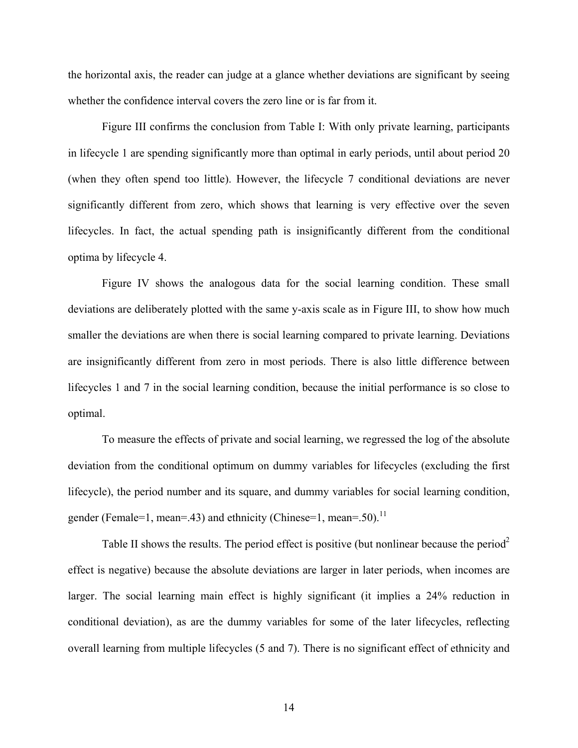the horizontal axis, the reader can judge at a glance whether deviations are significant by seeing whether the confidence interval covers the zero line or is far from it.

Figure III confirms the conclusion from Table I: With only private learning, participants in lifecycle 1 are spending significantly more than optimal in early periods, until about period 20 (when they often spend too little). However, the lifecycle 7 conditional deviations are never significantly different from zero, which shows that learning is very effective over the seven lifecycles. In fact, the actual spending path is insignificantly different from the conditional optima by lifecycle 4.

Figure IV shows the analogous data for the social learning condition. These small deviations are deliberately plotted with the same y-axis scale as in Figure III, to show how much smaller the deviations are when there is social learning compared to private learning. Deviations are insignificantly different from zero in most periods. There is also little difference between lifecycles 1 and 7 in the social learning condition, because the initial performance is so close to optimal.

To measure the effects of private and social learning, we regressed the log of the absolute deviation from the conditional optimum on dummy variables for lifecycles (excluding the first lifecycle), the period number and its square, and dummy variables for social learning condition, gender (Female=1, mean=.43) and ethnicity (Chinese=1, mean=.50).[11]

Table II shows the results. The period effect is positive (but nonlinear because the period$^2$ effect is negative) because the absolute deviations are larger in later periods, when incomes are larger. The social learning main effect is highly significant (it implies a 24% reduction in conditional deviation), as are the dummy variables for some of the later lifecycles, reflecting overall learning from multiple lifecycles (5 and 7). There is no significant effect of ethnicity and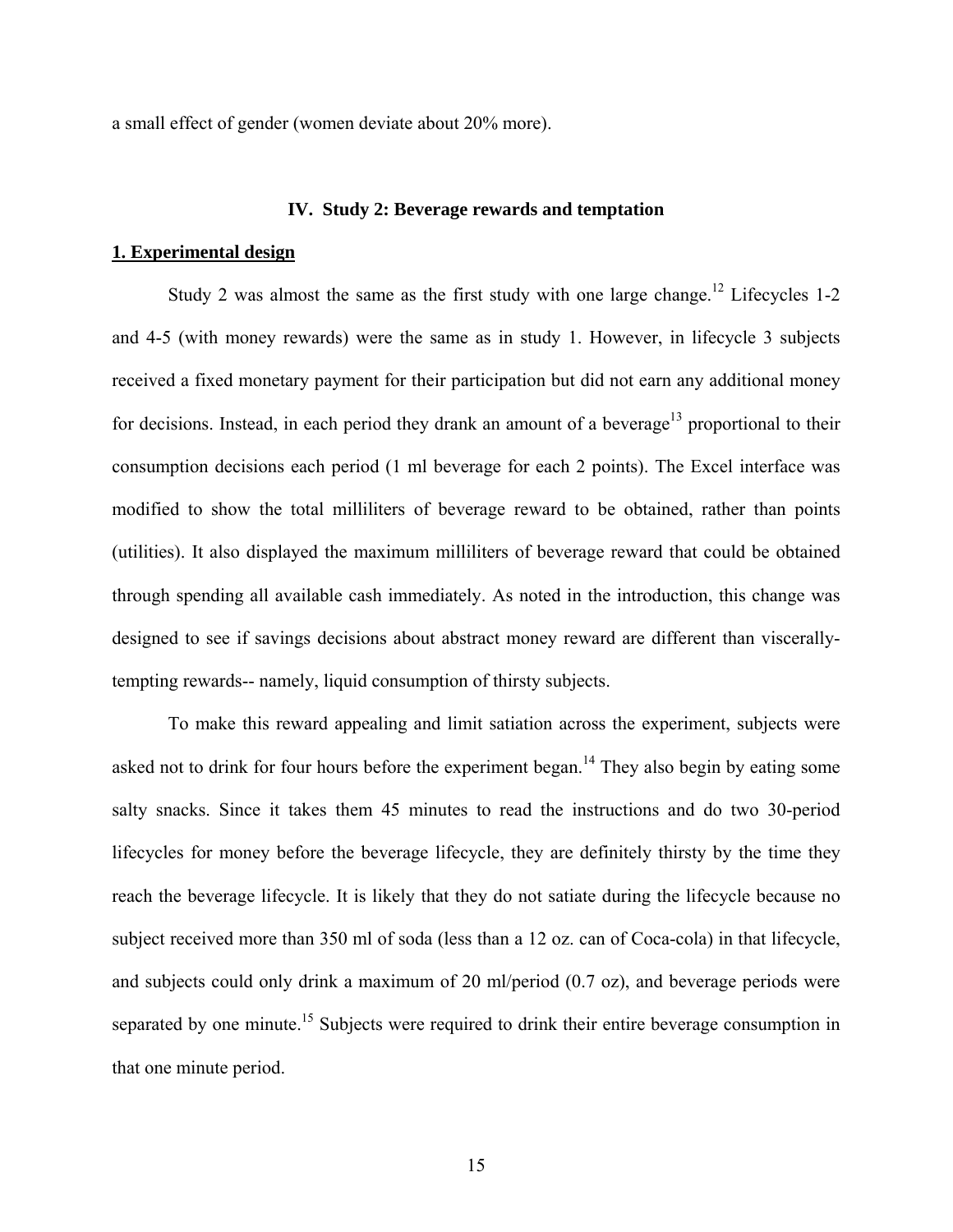a small effect of gender (women deviate about 20% more).

## IV. Study 2: Beverage rewards and temptation

### 1. Experimental design

Study 2 was almost the same as the first study with one large change.[12] Lifecycles 1-2 and 4-5 (with money rewards) were the same as in study 1. However, in lifecycle 3 subjects received a fixed monetary payment for their participation but did not earn any additional money for decisions. Instead, in each period they drank an amount of a beverage[13] proportional to their consumption decisions each period (1 ml beverage for each 2 points). The Excel interface was modified to show the total milliliters of beverage reward to be obtained, rather than points (utilities). It also displayed the maximum milliliters of beverage reward that could be obtained through spending all available cash immediately. As noted in the introduction, this change was designed to see if savings decisions about abstract money reward are different than viscerally-tempting rewards-- namely, liquid consumption of thirsty subjects.

To make this reward appealing and limit satiation across the experiment, subjects were asked not to drink for four hours before the experiment began.[14] They also begin by eating some salty snacks. Since it takes them 45 minutes to read the instructions and do two 30-period lifecycles for money before the beverage lifecycle, they are definitely thirsty by the time they reach the beverage lifecycle. It is likely that they do not satiate during the lifecycle because no subject received more than 350 ml of soda (less than a 12 oz. can of Coca-cola) in that lifecycle, and subjects could only drink a maximum of 20 ml/period (0.7 oz), and beverage periods were separated by one minute.[15] Subjects were required to drink their entire beverage consumption in that one minute period.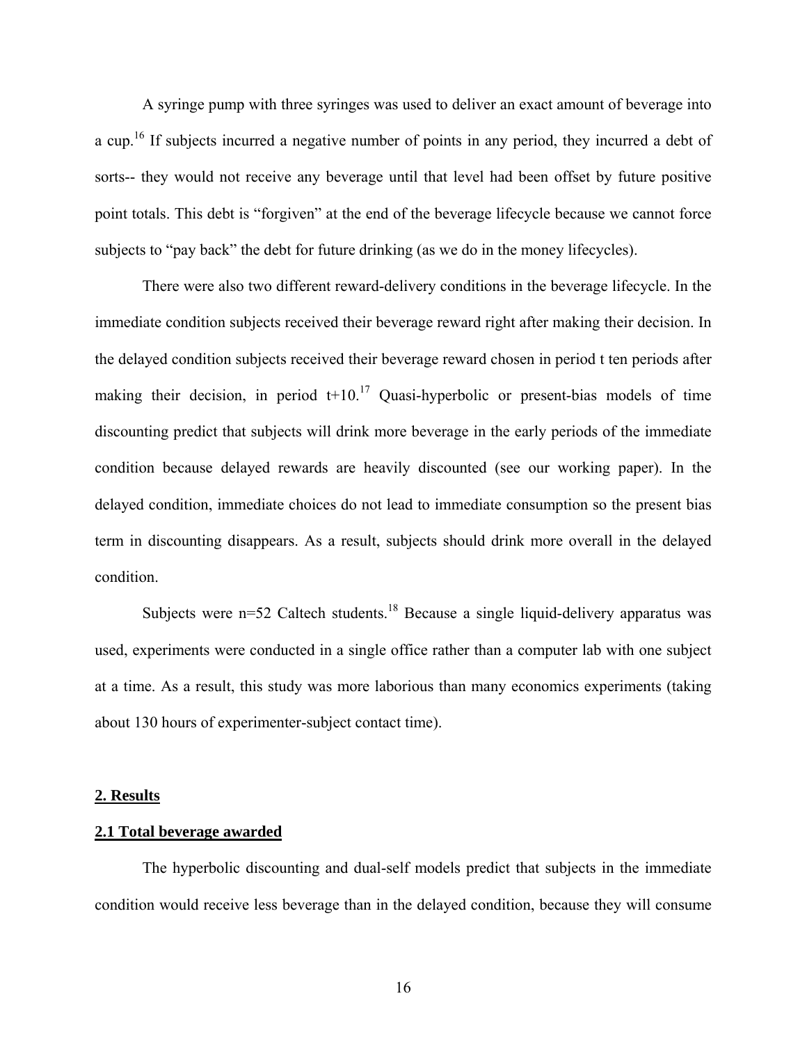A syringe pump with three syringes was used to deliver an exact amount of beverage into a cup.[16] If subjects incurred a negative number of points in any period, they incurred a debt of sorts-- they would not receive any beverage until that level had been offset by future positive point totals. This debt is "forgiven" at the end of the beverage lifecycle because we cannot force subjects to "pay back" the debt for future drinking (as we do in the money lifecycles).

There were also two different reward-delivery conditions in the beverage lifecycle. In the immediate condition subjects received their beverage reward right after making their decision. In the delayed condition subjects received their beverage reward chosen in period t ten periods after making their decision, in period t+10.[17] Quasi-hyperbolic or present-bias models of time discounting predict that subjects will drink more beverage in the early periods of the immediate condition because delayed rewards are heavily discounted (see our working paper). In the delayed condition, immediate choices do not lead to immediate consumption so the present bias term in discounting disappears. As a result, subjects should drink more overall in the delayed condition.

Subjects were n=52 Caltech students.[18] Because a single liquid-delivery apparatus was used, experiments were conducted in a single office rather than a computer lab with one subject at a time. As a result, this study was more laborious than many economics experiments (taking about 130 hours of experimenter-subject contact time).

## 2. Results

### 2.1 Total beverage awarded

The hyperbolic discounting and dual-self models predict that subjects in the immediate condition would receive less beverage than in the delayed condition, because they will consume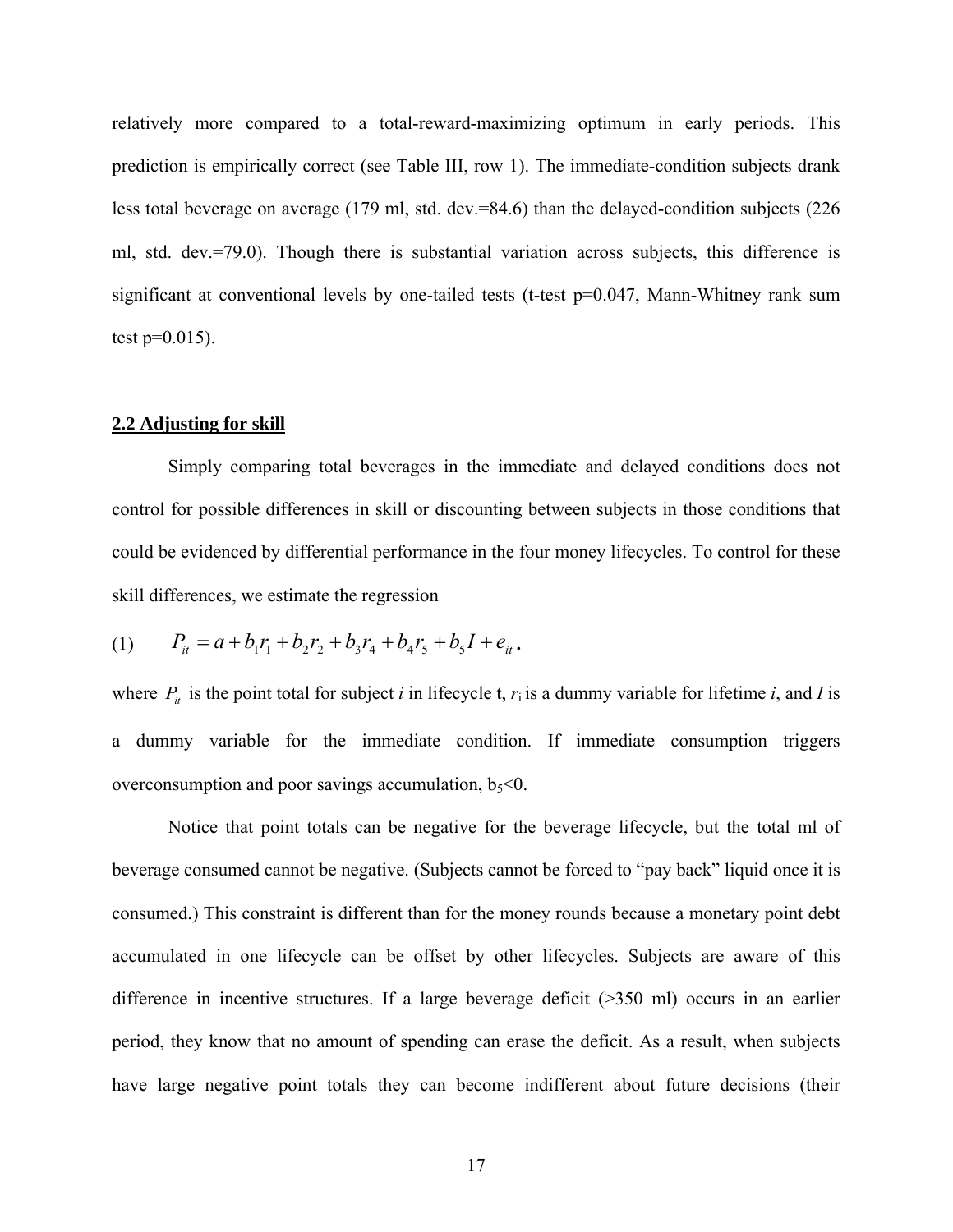relatively more compared to a total-reward-maximizing optimum in early periods. This prediction is empirically correct (see Table III, row 1). The immediate-condition subjects drank less total beverage on average (179 ml, std. dev.=84.6) than the delayed-condition subjects (226 ml, std. dev.=79.0). Though there is substantial variation across subjects, this difference is significant at conventional levels by one-tailed tests (t-test p=0.047, Mann-Whitney rank sum test p=0.015).

## 2.2 Adjusting for skill

Simply comparing total beverages in the immediate and delayed conditions does not control for possible differences in skill or discounting between subjects in those conditions that could be evidenced by differential performance in the four money lifecycles. To control for these skill differences, we estimate the regression

$$(1) \qquad P_{it} = a + b_1 r_1 + b_2 r_2 + b_3 r_4 + b_4 r_5 + b_5 I + e_{it}\,.$$

where $P_{it}$ is the point total for subject *i* in lifecycle t, $r_i$ is a dummy variable for lifetime *i*, and *I* is a dummy variable for the immediate condition. If immediate consumption triggers overconsumption and poor savings accumulation, $b_5 < 0$.

Notice that point totals can be negative for the beverage lifecycle, but the total ml of beverage consumed cannot be negative. (Subjects cannot be forced to "pay back" liquid once it is consumed.) This constraint is different than for the money rounds because a monetary point debt accumulated in one lifecycle can be offset by other lifecycles. Subjects are aware of this difference in incentive structures. If a large beverage deficit (>350 ml) occurs in an earlier period, they know that no amount of spending can erase the deficit. As a result, when subjects have large negative point totals they can become indifferent about future decisions (their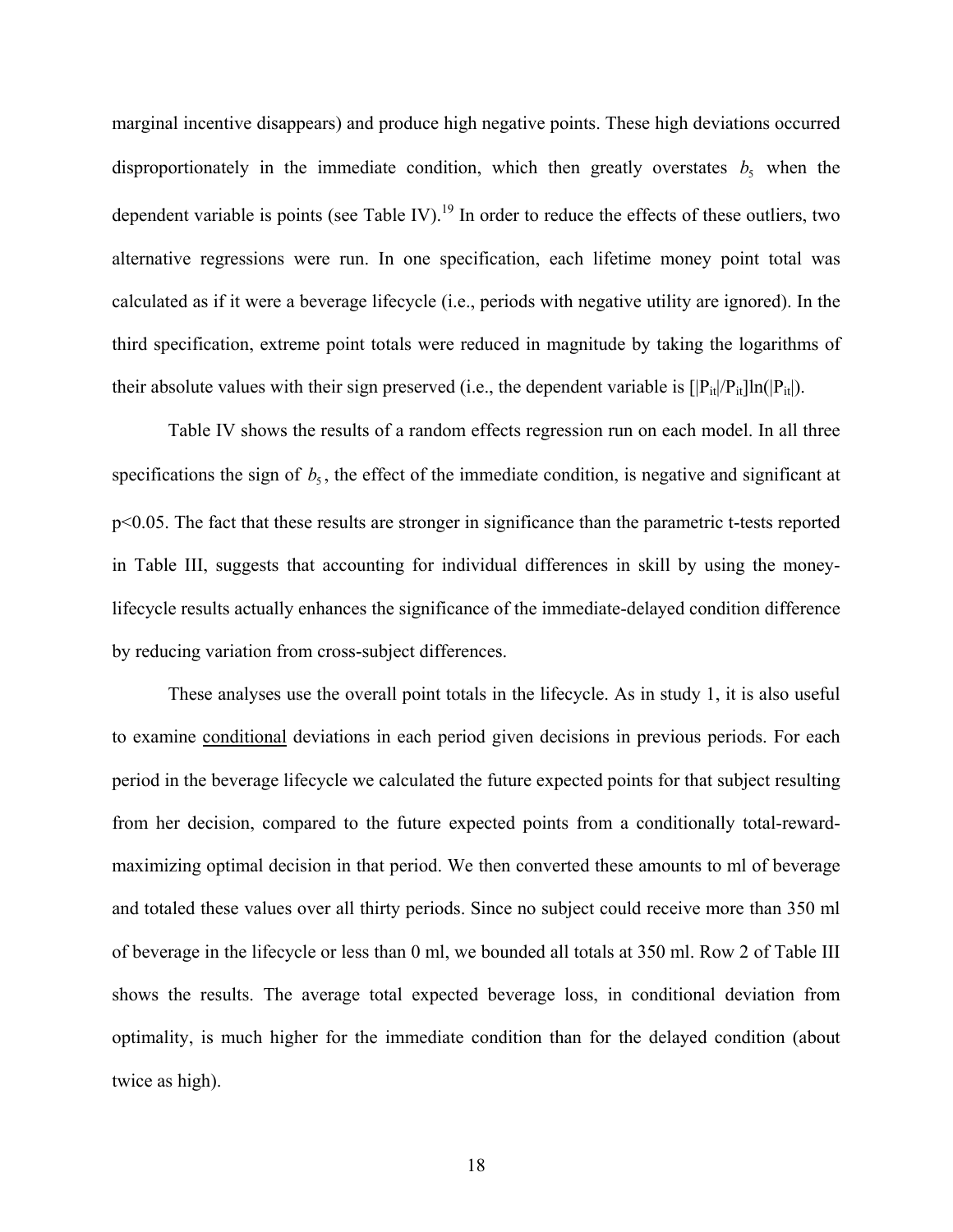marginal incentive disappears) and produce high negative points. These high deviations occurred disproportionately in the immediate condition, which then greatly overstates $b_5$ when the dependent variable is points (see Table IV).[19] In order to reduce the effects of these outliers, two alternative regressions were run. In one specification, each lifetime money point total was calculated as if it were a beverage lifecycle (i.e., periods with negative utility are ignored). In the third specification, extreme point totals were reduced in magnitude by taking the logarithms of their absolute values with their sign preserved (i.e., the dependent variable is $[|P_{it}|/P_{it}]\ln(|P_{it}|)$).

Table IV shows the results of a random effects regression run on each model. In all three specifications the sign of $b_5$, the effect of the immediate condition, is negative and significant at $p<0.05$. The fact that these results are stronger in significance than the parametric t-tests reported in Table III, suggests that accounting for individual differences in skill by using the money-lifecycle results actually enhances the significance of the immediate-delayed condition difference by reducing variation from cross-subject differences.

These analyses use the overall point totals in the lifecycle. As in study 1, it is also useful to examine <u>conditional</u> deviations in each period given decisions in previous periods. For each period in the beverage lifecycle we calculated the future expected points for that subject resulting from her decision, compared to the future expected points from a conditionally total-reward-maximizing optimal decision in that period. We then converted these amounts to ml of beverage and totaled these values over all thirty periods. Since no subject could receive more than 350 ml of beverage in the lifecycle or less than 0 ml, we bounded all totals at 350 ml. Row 2 of Table III shows the results. The average total expected beverage loss, in conditional deviation from optimality, is much higher for the immediate condition than for the delayed condition (about twice as high).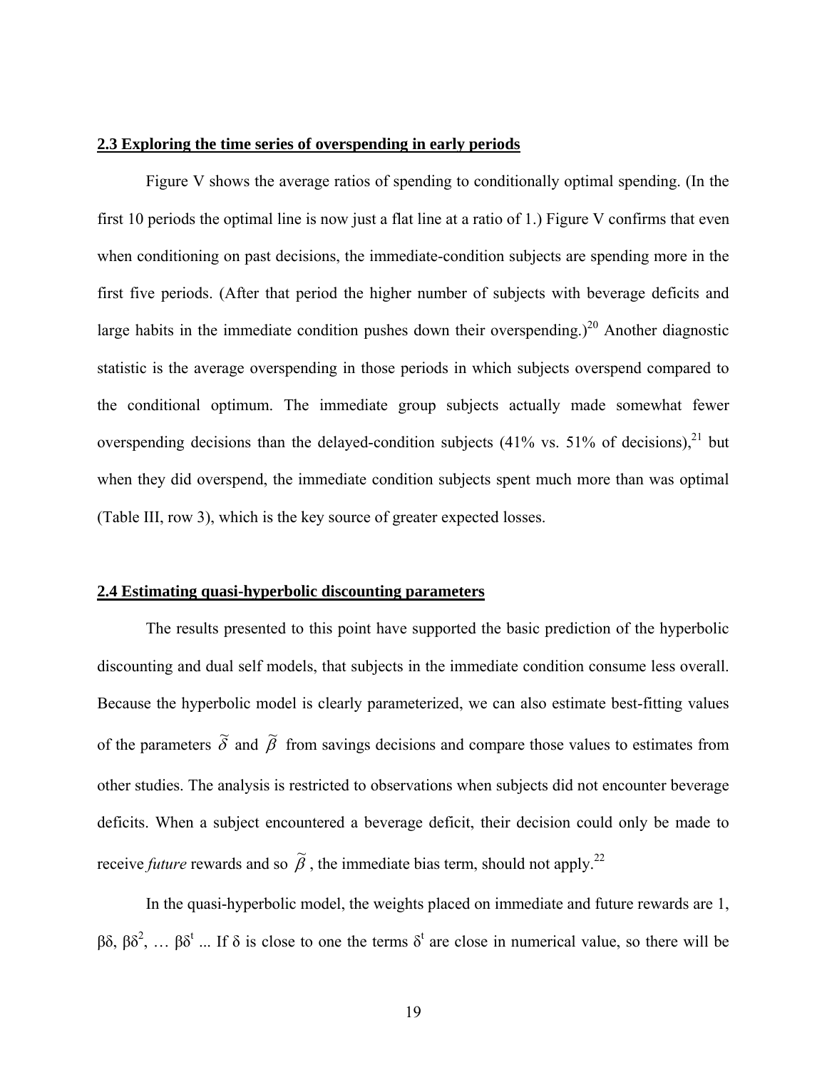### 2.3 Exploring the time series of overspending in early periods

Figure V shows the average ratios of spending to conditionally optimal spending. (In the first 10 periods the optimal line is now just a flat line at a ratio of 1.) Figure V confirms that even when conditioning on past decisions, the immediate-condition subjects are spending more in the first five periods. (After that period the higher number of subjects with beverage deficits and large habits in the immediate condition pushes down their overspending.)[20] Another diagnostic statistic is the average overspending in those periods in which subjects overspend compared to the conditional optimum. The immediate group subjects actually made somewhat fewer overspending decisions than the delayed-condition subjects (41% vs. 51% of decisions),[21] but when they did overspend, the immediate condition subjects spent much more than was optimal (Table III, row 3), which is the key source of greater expected losses.

### 2.4 Estimating quasi-hyperbolic discounting parameters

The results presented to this point have supported the basic prediction of the hyperbolic discounting and dual self models, that subjects in the immediate condition consume less overall. Because the hyperbolic model is clearly parameterized, we can also estimate best-fitting values of the parameters $\tilde{\delta}$ and $\tilde{\beta}$ from savings decisions and compare those values to estimates from other studies. The analysis is restricted to observations when subjects did not encounter beverage deficits. When a subject encountered a beverage deficit, their decision could only be made to receive *future* rewards and so $\tilde{\beta}$, the immediate bias term, should not apply.[22]

In the quasi-hyperbolic model, the weights placed on immediate and future rewards are 1, $\beta\delta$, $\beta\delta^2$, … $\beta\delta^t$ ... If $\delta$ is close to one the terms $\delta^t$ are close in numerical value, so there will be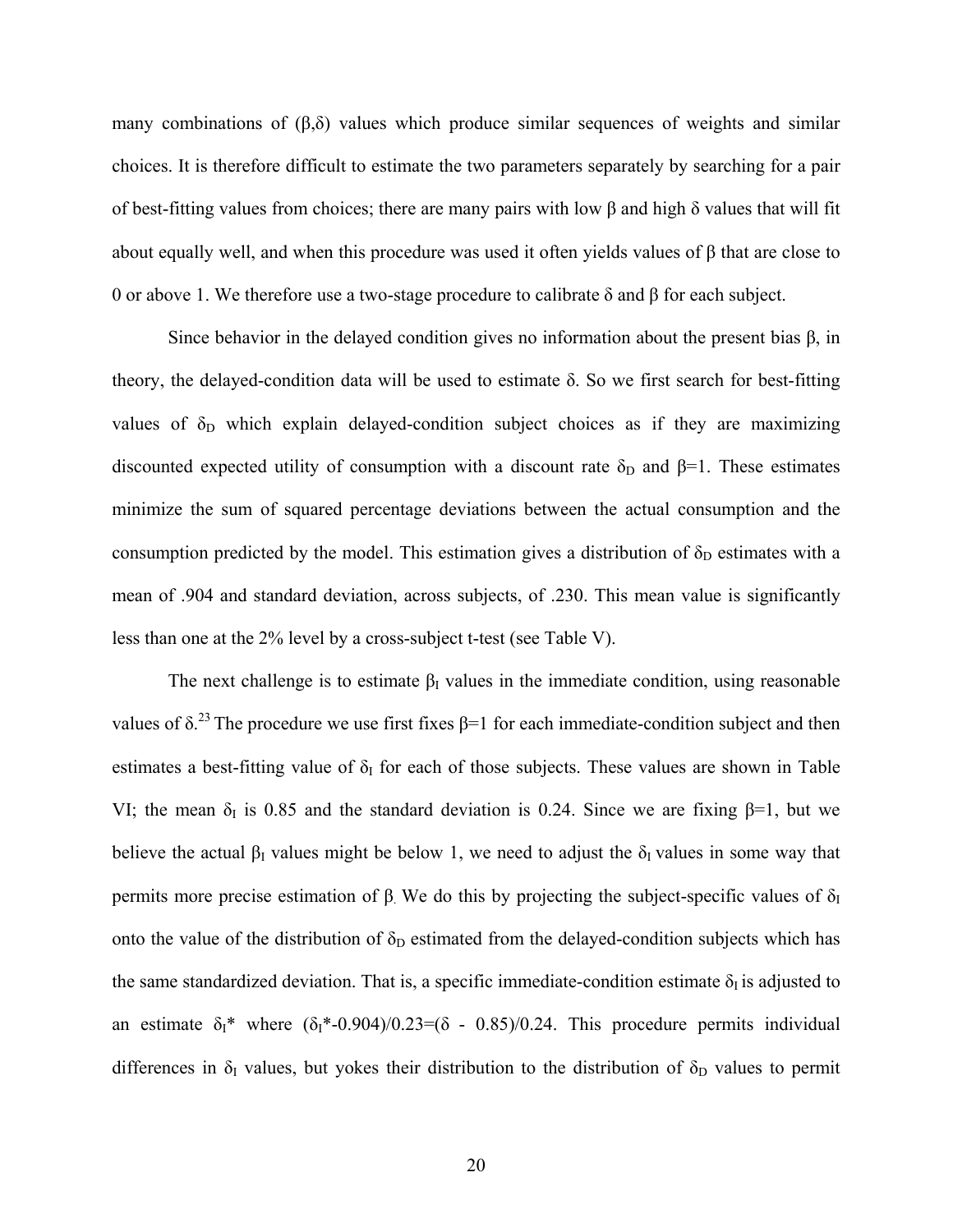many combinations of $(\beta,\delta)$ values which produce similar sequences of weights and similar choices. It is therefore difficult to estimate the two parameters separately by searching for a pair of best-fitting values from choices; there are many pairs with low $\beta$ and high $\delta$ values that will fit about equally well, and when this procedure was used it often yields values of $\beta$ that are close to 0 or above 1. We therefore use a two-stage procedure to calibrate $\delta$ and $\beta$ for each subject.

Since behavior in the delayed condition gives no information about the present bias $\beta$, in theory, the delayed-condition data will be used to estimate $\delta$. So we first search for best-fitting values of $\delta_D$ which explain delayed-condition subject choices as if they are maximizing discounted expected utility of consumption with a discount rate $\delta_D$ and $\beta=1$. These estimates minimize the sum of squared percentage deviations between the actual consumption and the consumption predicted by the model. This estimation gives a distribution of $\delta_D$ estimates with a mean of .904 and standard deviation, across subjects, of .230. This mean value is significantly less than one at the 2% level by a cross-subject t-test (see Table V).

The next challenge is to estimate $\beta_I$ values in the immediate condition, using reasonable values of $\delta$.[23] The procedure we use first fixes $\beta=1$ for each immediate-condition subject and then estimates a best-fitting value of $\delta_I$ for each of those subjects. These values are shown in Table VI; the mean $\delta_I$ is 0.85 and the standard deviation is 0.24. Since we are fixing $\beta=1$, but we believe the actual $\beta_I$ values might be below 1, we need to adjust the $\delta_I$ values in some way that permits more precise estimation of $\beta$. We do this by projecting the subject-specific values of $\delta_I$ onto the value of the distribution of $\delta_D$ estimated from the delayed-condition subjects which has the same standardized deviation. That is, a specific immediate-condition estimate $\delta_I$ is adjusted to an estimate $\delta_I^*$ where $(\delta_I^*-0.904)/0.23=(\delta - 0.85)/0.24$. This procedure permits individual differences in $\delta_I$ values, but yokes their distribution to the distribution of $\delta_D$ values to permit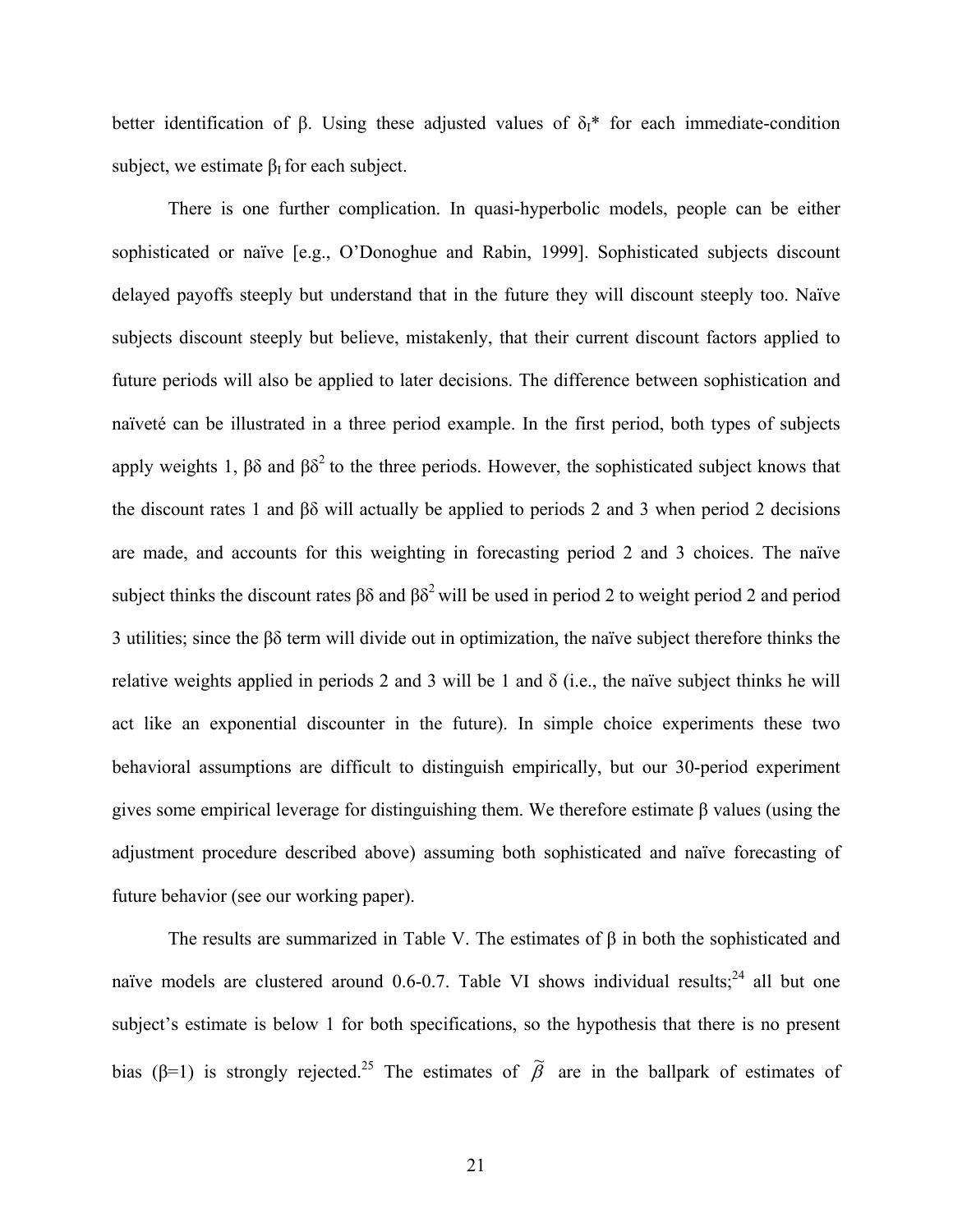better identification of β. Using these adjusted values of $\delta_I$* for each immediate-condition subject, we estimate $\beta_I$ for each subject.

There is one further complication. In quasi-hyperbolic models, people can be either sophisticated or naïve [e.g., O'Donoghue and Rabin, 1999]. Sophisticated subjects discount delayed payoffs steeply but understand that in the future they will discount steeply too. Naïve subjects discount steeply but believe, mistakenly, that their current discount factors applied to future periods will also be applied to later decisions. The difference between sophistication and naïveté can be illustrated in a three period example. In the first period, both types of subjects apply weights 1, $\beta\delta$ and $\beta\delta^2$ to the three periods. However, the sophisticated subject knows that the discount rates 1 and $\beta\delta$ will actually be applied to periods 2 and 3 when period 2 decisions are made, and accounts for this weighting in forecasting period 2 and 3 choices. The naïve subject thinks the discount rates $\beta\delta$ and $\beta\delta^2$ will be used in period 2 to weight period 2 and period 3 utilities; since the $\beta\delta$ term will divide out in optimization, the naïve subject therefore thinks the relative weights applied in periods 2 and 3 will be 1 and δ (i.e., the naïve subject thinks he will act like an exponential discounter in the future). In simple choice experiments these two behavioral assumptions are difficult to distinguish empirically, but our 30-period experiment gives some empirical leverage for distinguishing them. We therefore estimate β values (using the adjustment procedure described above) assuming both sophisticated and naïve forecasting of future behavior (see our working paper).

The results are summarized in Table V. The estimates of β in both the sophisticated and naïve models are clustered around 0.6-0.7. Table VI shows individual results;[24] all but one subject's estimate is below 1 for both specifications, so the hypothesis that there is no present bias (β=1) is strongly rejected.[25] The estimates of $\tilde{\beta}$ are in the ballpark of estimates of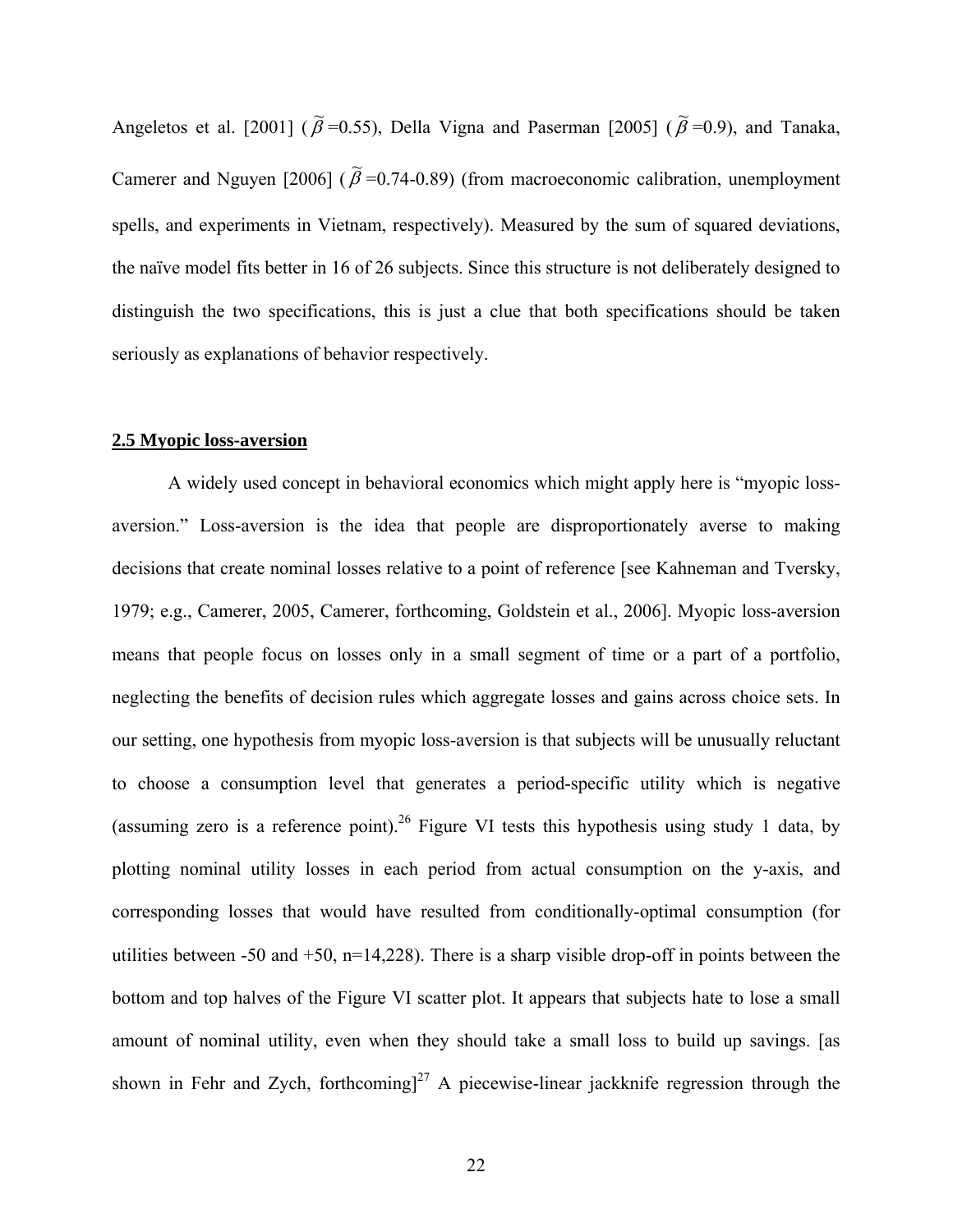Angeletos et al. [2001] ($\widetilde{\beta}$=0.55), Della Vigna and Paserman [2005] ($\widetilde{\beta}$=0.9), and Tanaka, Camerer and Nguyen [2006] ($\widetilde{\beta}$=0.74-0.89) (from macroeconomic calibration, unemployment spells, and experiments in Vietnam, respectively). Measured by the sum of squared deviations, the naïve model fits better in 16 of 26 subjects. Since this structure is not deliberately designed to distinguish the two specifications, this is just a clue that both specifications should be taken seriously as explanations of behavior respectively.

## 2.5 Myopic loss-aversion

A widely used concept in behavioral economics which might apply here is "myopic loss-aversion." Loss-aversion is the idea that people are disproportionately averse to making decisions that create nominal losses relative to a point of reference [see Kahneman and Tversky, 1979; e.g., Camerer, 2005, Camerer, forthcoming, Goldstein et al., 2006]. Myopic loss-aversion means that people focus on losses only in a small segment of time or a part of a portfolio, neglecting the benefits of decision rules which aggregate losses and gains across choice sets. In our setting, one hypothesis from myopic loss-aversion is that subjects will be unusually reluctant to choose a consumption level that generates a period-specific utility which is negative (assuming zero is a reference point).[26] Figure VI tests this hypothesis using study 1 data, by plotting nominal utility losses in each period from actual consumption on the y-axis, and corresponding losses that would have resulted from conditionally-optimal consumption (for utilities between -50 and +50, n=14,228). There is a sharp visible drop-off in points between the bottom and top halves of the Figure VI scatter plot. It appears that subjects hate to lose a small amount of nominal utility, even when they should take a small loss to build up savings. [as shown in Fehr and Zych, forthcoming][27] A piecewise-linear jackknife regression through the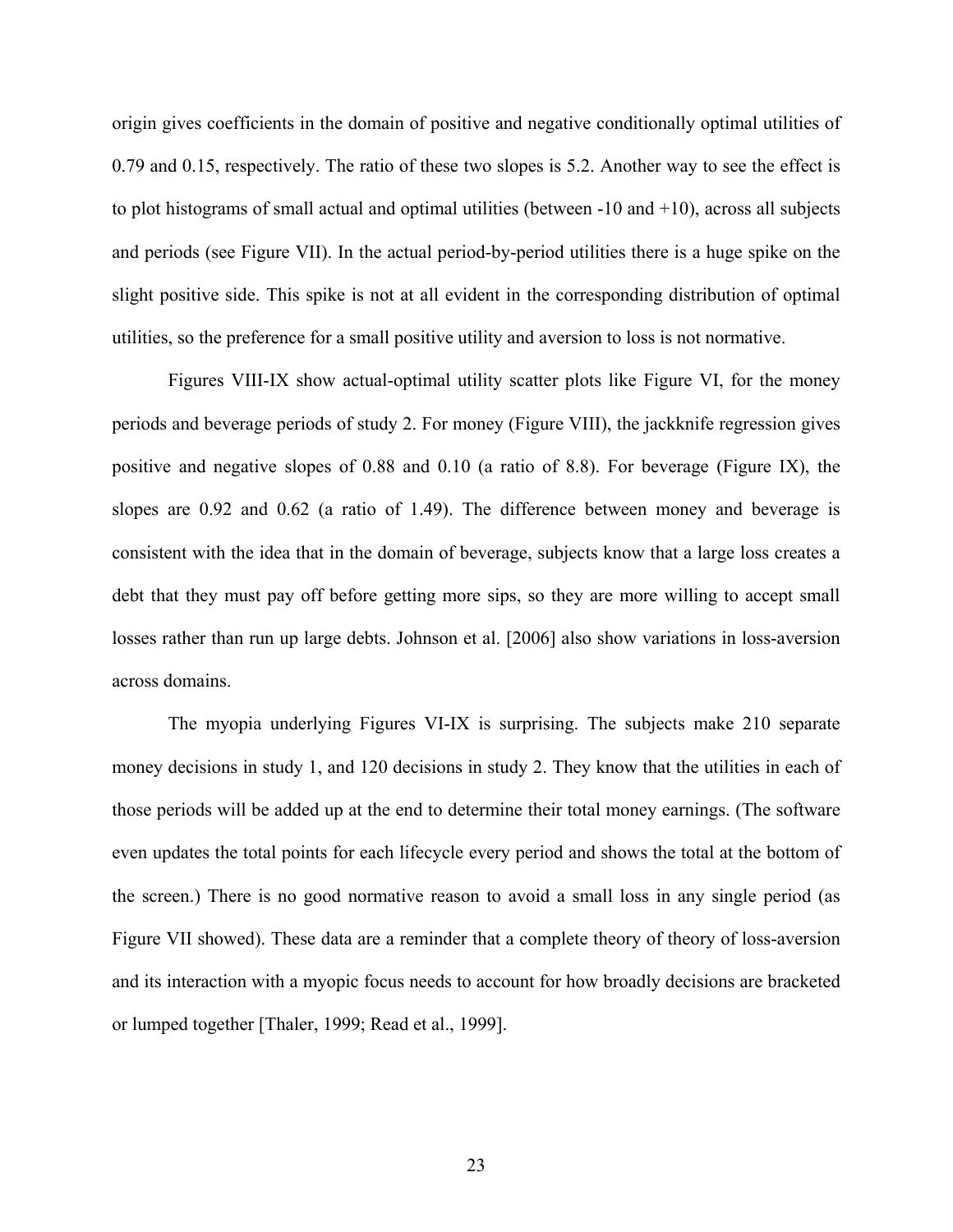origin gives coefficients in the domain of positive and negative conditionally optimal utilities of 0.79 and 0.15, respectively. The ratio of these two slopes is 5.2. Another way to see the effect is to plot histograms of small actual and optimal utilities (between -10 and +10), across all subjects and periods (see Figure VII). In the actual period-by-period utilities there is a huge spike on the slight positive side. This spike is not at all evident in the corresponding distribution of optimal utilities, so the preference for a small positive utility and aversion to loss is not normative.

Figures VIII-IX show actual-optimal utility scatter plots like Figure VI, for the money periods and beverage periods of study 2. For money (Figure VIII), the jackknife regression gives positive and negative slopes of 0.88 and 0.10 (a ratio of 8.8). For beverage (Figure IX), the slopes are 0.92 and 0.62 (a ratio of 1.49). The difference between money and beverage is consistent with the idea that in the domain of beverage, subjects know that a large loss creates a debt that they must pay off before getting more sips, so they are more willing to accept small losses rather than run up large debts. Johnson et al. [2006] also show variations in loss-aversion across domains.

The myopia underlying Figures VI-IX is surprising. The subjects make 210 separate money decisions in study 1, and 120 decisions in study 2. They know that the utilities in each of those periods will be added up at the end to determine their total money earnings. (The software even updates the total points for each lifecycle every period and shows the total at the bottom of the screen.) There is no good normative reason to avoid a small loss in any single period (as Figure VII showed). These data are a reminder that a complete theory of theory of loss-aversion and its interaction with a myopic focus needs to account for how broadly decisions are bracketed or lumped together [Thaler, 1999; Read et al., 1999].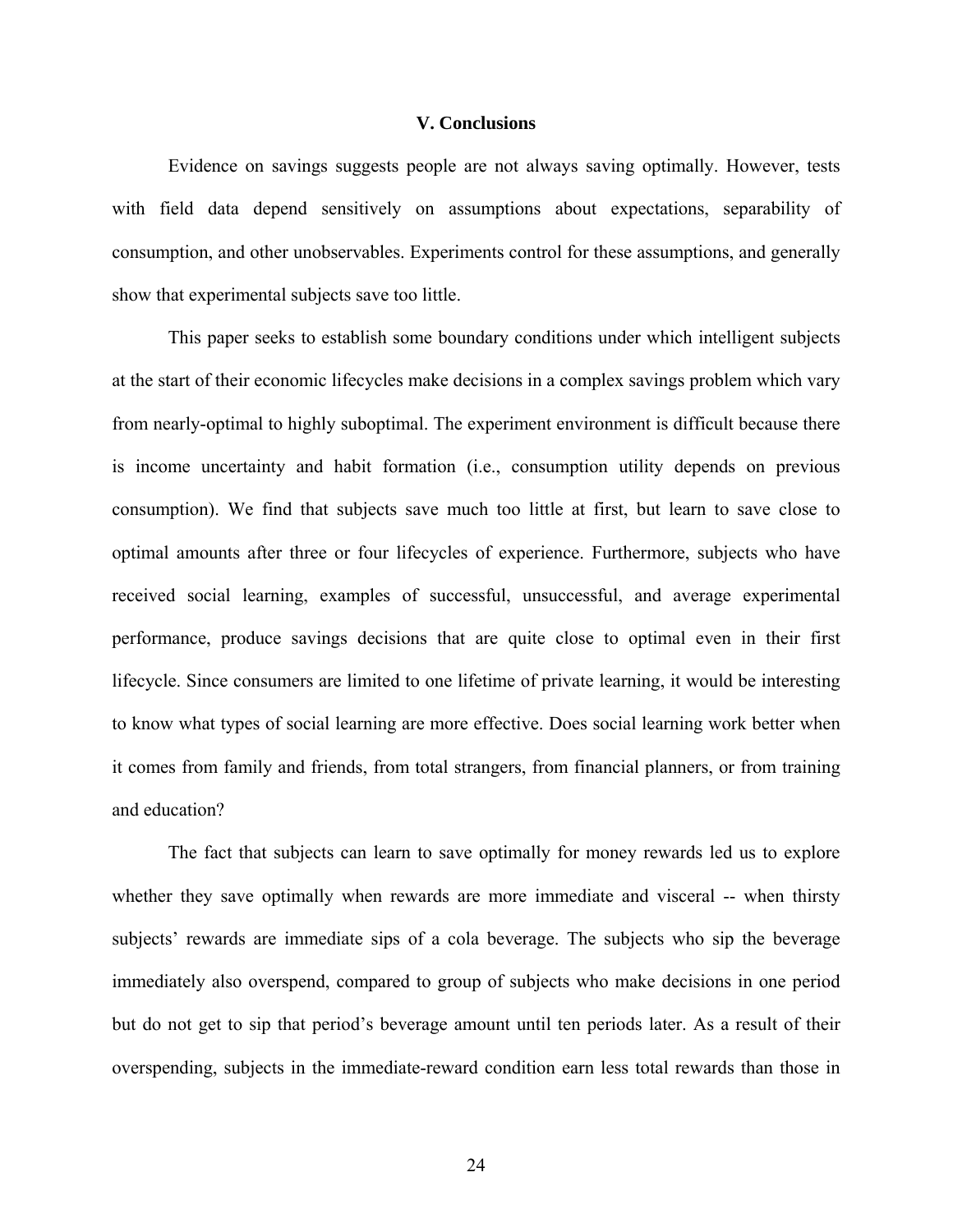## V. Conclusions

Evidence on savings suggests people are not always saving optimally. However, tests with field data depend sensitively on assumptions about expectations, separability of consumption, and other unobservables. Experiments control for these assumptions, and generally show that experimental subjects save too little.

This paper seeks to establish some boundary conditions under which intelligent subjects at the start of their economic lifecycles make decisions in a complex savings problem which vary from nearly-optimal to highly suboptimal. The experiment environment is difficult because there is income uncertainty and habit formation (i.e., consumption utility depends on previous consumption). We find that subjects save much too little at first, but learn to save close to optimal amounts after three or four lifecycles of experience. Furthermore, subjects who have received social learning, examples of successful, unsuccessful, and average experimental performance, produce savings decisions that are quite close to optimal even in their first lifecycle. Since consumers are limited to one lifetime of private learning, it would be interesting to know what types of social learning are more effective. Does social learning work better when it comes from family and friends, from total strangers, from financial planners, or from training and education?

The fact that subjects can learn to save optimally for money rewards led us to explore whether they save optimally when rewards are more immediate and visceral -- when thirsty subjects' rewards are immediate sips of a cola beverage. The subjects who sip the beverage immediately also overspend, compared to group of subjects who make decisions in one period but do not get to sip that period's beverage amount until ten periods later. As a result of their overspending, subjects in the immediate-reward condition earn less total rewards than those in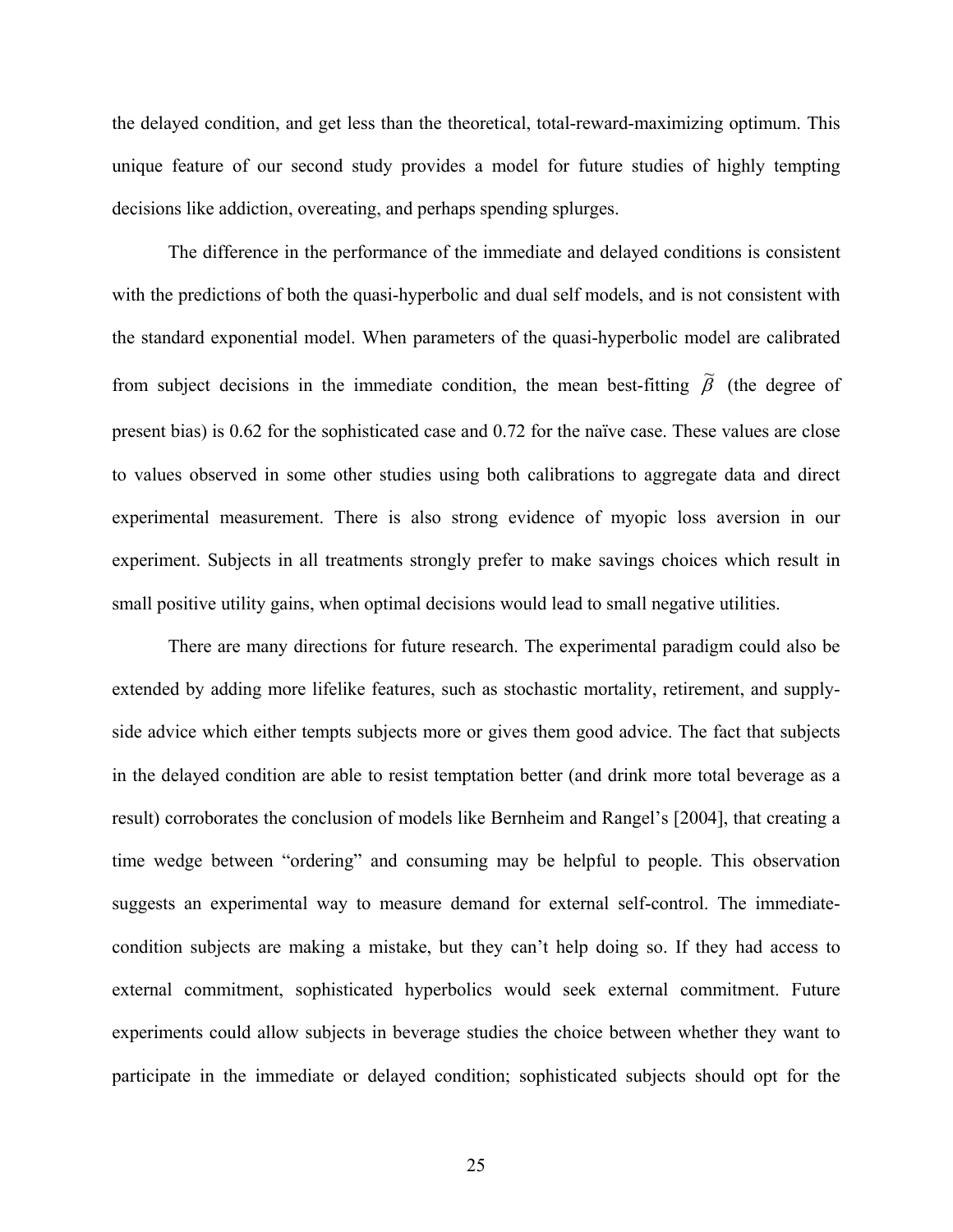the delayed condition, and get less than the theoretical, total-reward-maximizing optimum. This unique feature of our second study provides a model for future studies of highly tempting decisions like addiction, overeating, and perhaps spending splurges.

The difference in the performance of the immediate and delayed conditions is consistent with the predictions of both the quasi-hyperbolic and dual self models, and is not consistent with the standard exponential model. When parameters of the quasi-hyperbolic model are calibrated from subject decisions in the immediate condition, the mean best-fitting $\tilde{\beta}$ (the degree of present bias) is 0.62 for the sophisticated case and 0.72 for the naïve case. These values are close to values observed in some other studies using both calibrations to aggregate data and direct experimental measurement. There is also strong evidence of myopic loss aversion in our experiment. Subjects in all treatments strongly prefer to make savings choices which result in small positive utility gains, when optimal decisions would lead to small negative utilities.

There are many directions for future research. The experimental paradigm could also be extended by adding more lifelike features, such as stochastic mortality, retirement, and supply-side advice which either tempts subjects more or gives them good advice. The fact that subjects in the delayed condition are able to resist temptation better (and drink more total beverage as a result) corroborates the conclusion of models like Bernheim and Rangel's [2004], that creating a time wedge between "ordering" and consuming may be helpful to people. This observation suggests an experimental way to measure demand for external self-control. The immediate-condition subjects are making a mistake, but they can't help doing so. If they had access to external commitment, sophisticated hyperbolics would seek external commitment. Future experiments could allow subjects in beverage studies the choice between whether they want to participate in the immediate or delayed condition; sophisticated subjects should opt for the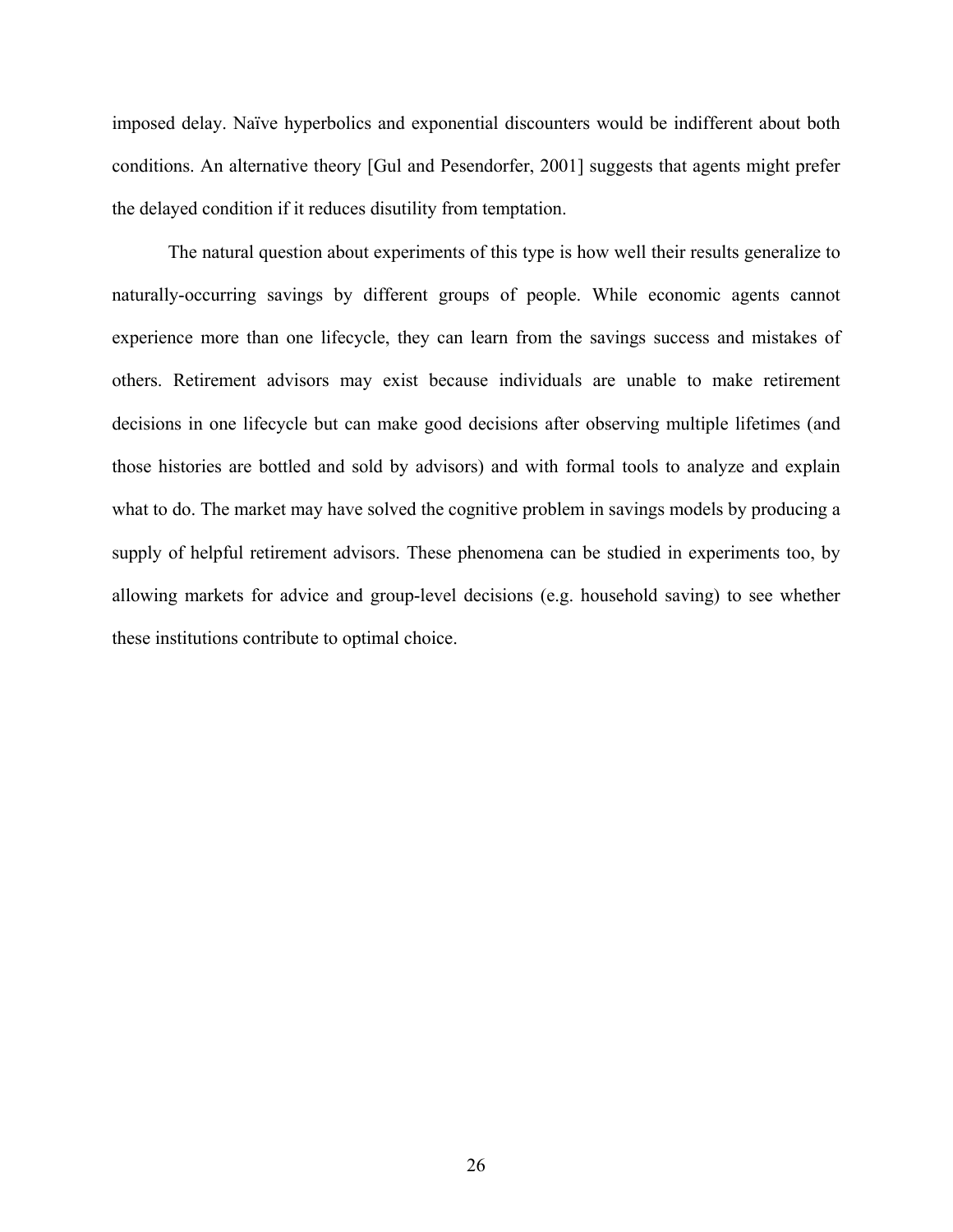imposed delay. Naïve hyperbolics and exponential discounters would be indifferent about both conditions. An alternative theory [Gul and Pesendorfer, 2001] suggests that agents might prefer the delayed condition if it reduces disutility from temptation.

The natural question about experiments of this type is how well their results generalize to naturally-occurring savings by different groups of people. While economic agents cannot experience more than one lifecycle, they can learn from the savings success and mistakes of others. Retirement advisors may exist because individuals are unable to make retirement decisions in one lifecycle but can make good decisions after observing multiple lifetimes (and those histories are bottled and sold by advisors) and with formal tools to analyze and explain what to do. The market may have solved the cognitive problem in savings models by producing a supply of helpful retirement advisors. These phenomena can be studied in experiments too, by allowing markets for advice and group-level decisions (e.g. household saving) to see whether these institutions contribute to optimal choice.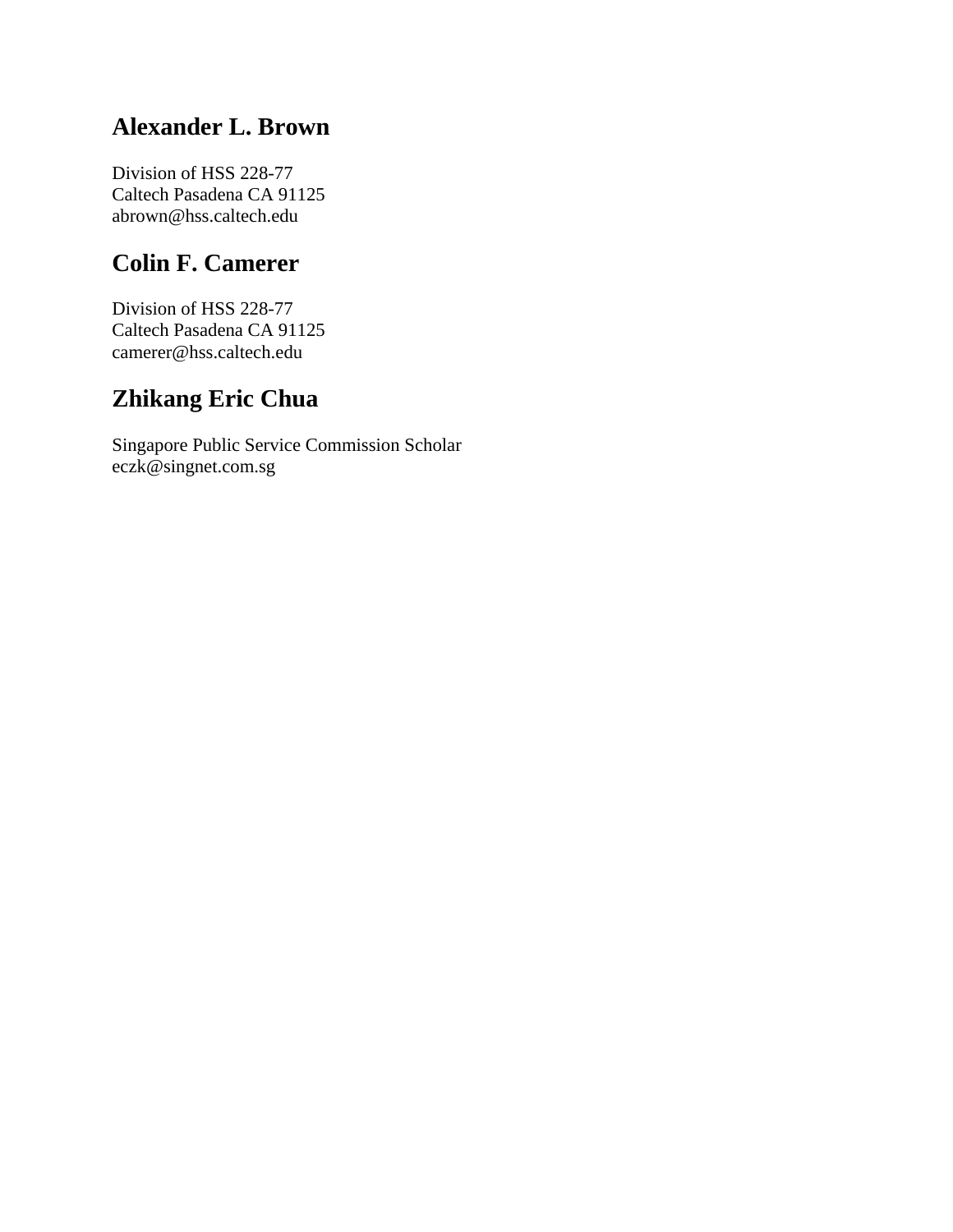## Alexander L. Brown

Division of HSS 228-77
Caltech Pasadena CA 91125
abrown@hss.caltech.edu

## Colin F. Camerer

Division of HSS 228-77
Caltech Pasadena CA 91125
camerer@hss.caltech.edu

## Zhikang Eric Chua

Singapore Public Service Commission Scholar
eczk@singnet.com.sg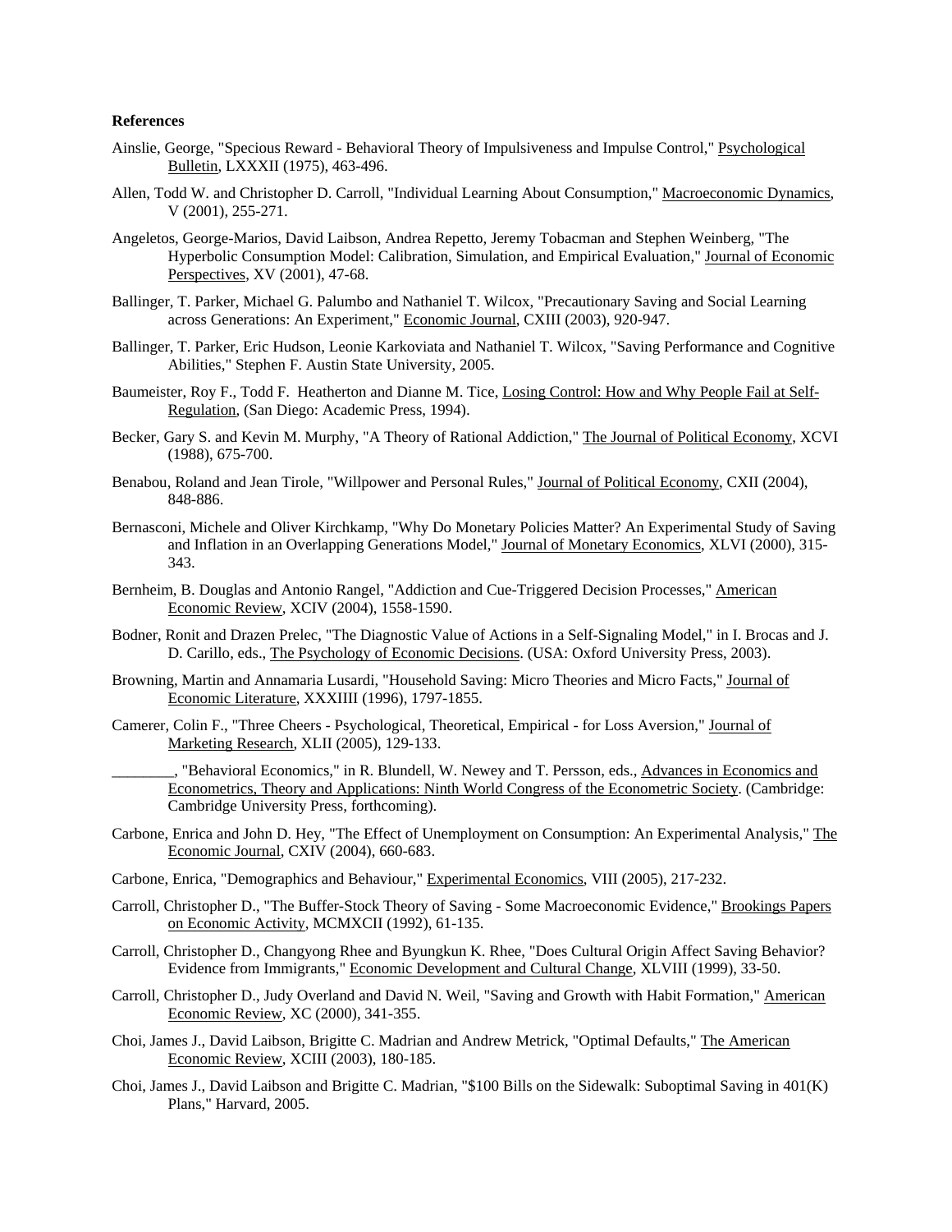**References**

Ainslie, George, "Specious Reward - Behavioral Theory of Impulsiveness and Impulse Control," Psychological Bulletin, LXXXII (1975), 463-496.

Allen, Todd W. and Christopher D. Carroll, "Individual Learning About Consumption," Macroeconomic Dynamics, V (2001), 255-271.

Angeletos, George-Marios, David Laibson, Andrea Repetto, Jeremy Tobacman and Stephen Weinberg, "The Hyperbolic Consumption Model: Calibration, Simulation, and Empirical Evaluation," Journal of Economic Perspectives, XV (2001), 47-68.

Ballinger, T. Parker, Michael G. Palumbo and Nathaniel T. Wilcox, "Precautionary Saving and Social Learning across Generations: An Experiment," Economic Journal, CXIII (2003), 920-947.

Ballinger, T. Parker, Eric Hudson, Leonie Karkoviata and Nathaniel T. Wilcox, "Saving Performance and Cognitive Abilities," Stephen F. Austin State University, 2005.

Baumeister, Roy F., Todd F. Heatherton and Dianne M. Tice, Losing Control: How and Why People Fail at Self-Regulation, (San Diego: Academic Press, 1994).

Becker, Gary S. and Kevin M. Murphy, "A Theory of Rational Addiction," The Journal of Political Economy, XCVI (1988), 675-700.

Benabou, Roland and Jean Tirole, "Willpower and Personal Rules," Journal of Political Economy, CXII (2004), 848-886.

Bernasconi, Michele and Oliver Kirchkamp, "Why Do Monetary Policies Matter? An Experimental Study of Saving and Inflation in an Overlapping Generations Model," Journal of Monetary Economics, XLVI (2000), 315-343.

Bernheim, B. Douglas and Antonio Rangel, "Addiction and Cue-Triggered Decision Processes," American Economic Review, XCIV (2004), 1558-1590.

Bodner, Ronit and Drazen Prelec, "The Diagnostic Value of Actions in a Self-Signaling Model," in I. Brocas and J. D. Carillo, eds., The Psychology of Economic Decisions. (USA: Oxford University Press, 2003).

Browning, Martin and Annamaria Lusardi, "Household Saving: Micro Theories and Micro Facts," Journal of Economic Literature, XXXIIII (1996), 1797-1855.

Camerer, Colin F., "Three Cheers - Psychological, Theoretical, Empirical - for Loss Aversion," Journal of Marketing Research, XLII (2005), 129-133.

________, "Behavioral Economics," in R. Blundell, W. Newey and T. Persson, eds., Advances in Economics and Econometrics, Theory and Applications: Ninth World Congress of the Econometric Society. (Cambridge: Cambridge University Press, forthcoming).

Carbone, Enrica and John D. Hey, "The Effect of Unemployment on Consumption: An Experimental Analysis," The Economic Journal, CXIV (2004), 660-683.

Carbone, Enrica, "Demographics and Behaviour," Experimental Economics, VIII (2005), 217-232.

Carroll, Christopher D., "The Buffer-Stock Theory of Saving - Some Macroeconomic Evidence," Brookings Papers on Economic Activity, MCMXCII (1992), 61-135.

Carroll, Christopher D., Changyong Rhee and Byungkun K. Rhee, "Does Cultural Origin Affect Saving Behavior? Evidence from Immigrants," Economic Development and Cultural Change, XLVIII (1999), 33-50.

Carroll, Christopher D., Judy Overland and David N. Weil, "Saving and Growth with Habit Formation," American Economic Review, XC (2000), 341-355.

Choi, James J., David Laibson, Brigitte C. Madrian and Andrew Metrick, "Optimal Defaults," The American Economic Review, XCIII (2003), 180-185.

Choi, James J., David Laibson and Brigitte C. Madrian, "$100 Bills on the Sidewalk: Suboptimal Saving in 401(K) Plans," Harvard, 2005.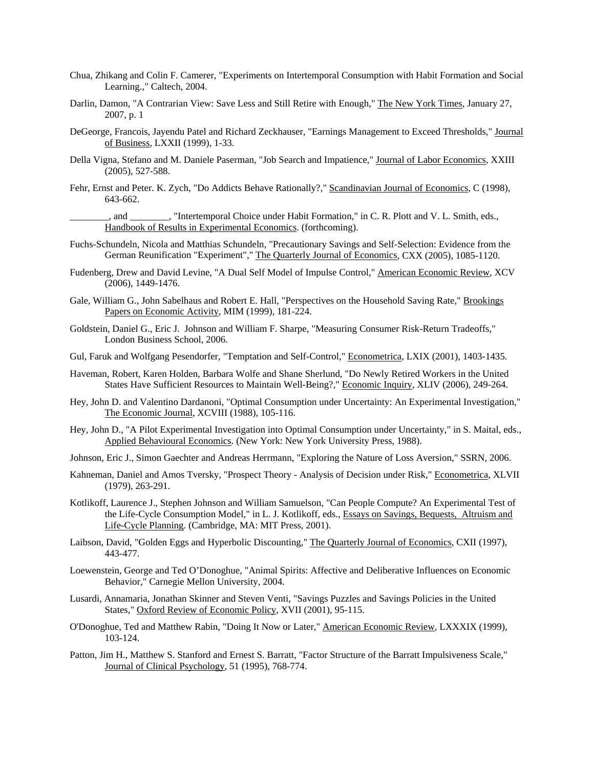Chua, Zhikang and Colin F. Camerer, "Experiments on Intertemporal Consumption with Habit Formation and Social Learning.," Caltech, 2004.

Darlin, Damon, "A Contrarian View: Save Less and Still Retire with Enough," The New York Times, January 27, 2007, p. 1

DeGeorge, Francois, Jayendu Patel and Richard Zeckhauser, "Earnings Management to Exceed Thresholds," Journal of Business, LXXII (1999), 1-33.

Della Vigna, Stefano and M. Daniele Paserman, "Job Search and Impatience," Journal of Labor Economics, XXIII (2005), 527-588.

Fehr, Ernst and Peter. K. Zych, "Do Addicts Behave Rationally?," Scandinavian Journal of Economics, C (1998), 643-662.

________, and ________, "Intertemporal Choice under Habit Formation," in C. R. Plott and V. L. Smith, eds., Handbook of Results in Experimental Economics. (forthcoming).

Fuchs-Schundeln, Nicola and Matthias Schundeln, "Precautionary Savings and Self-Selection: Evidence from the German Reunification "Experiment"," The Quarterly Journal of Economics, CXX (2005), 1085-1120.

Fudenberg, Drew and David Levine, "A Dual Self Model of Impulse Control," American Economic Review, XCV (2006), 1449-1476.

Gale, William G., John Sabelhaus and Robert E. Hall, "Perspectives on the Household Saving Rate," Brookings Papers on Economic Activity, MIM (1999), 181-224.

Goldstein, Daniel G., Eric J. Johnson and William F. Sharpe, "Measuring Consumer Risk-Return Tradeoffs," London Business School, 2006.

Gul, Faruk and Wolfgang Pesendorfer, "Temptation and Self-Control," Econometrica, LXIX (2001), 1403-1435.

Haveman, Robert, Karen Holden, Barbara Wolfe and Shane Sherlund, "Do Newly Retired Workers in the United States Have Sufficient Resources to Maintain Well-Being?," Economic Inquiry, XLIV (2006), 249-264.

Hey, John D. and Valentino Dardanoni, "Optimal Consumption under Uncertainty: An Experimental Investigation," The Economic Journal, XCVIII (1988), 105-116.

Hey, John D., "A Pilot Experimental Investigation into Optimal Consumption under Uncertainty," in S. Maital, eds., Applied Behavioural Economics. (New York: New York University Press, 1988).

Johnson, Eric J., Simon Gaechter and Andreas Herrmann, "Exploring the Nature of Loss Aversion," SSRN, 2006.

Kahneman, Daniel and Amos Tversky, "Prospect Theory - Analysis of Decision under Risk," Econometrica, XLVII (1979), 263-291.

Kotlikoff, Laurence J., Stephen Johnson and William Samuelson, "Can People Compute? An Experimental Test of the Life-Cycle Consumption Model," in L. J. Kotlikoff, eds., Essays on Savings, Bequests, Altruism and Life-Cycle Planning. (Cambridge, MA: MIT Press, 2001).

Laibson, David, "Golden Eggs and Hyperbolic Discounting," The Quarterly Journal of Economics, CXII (1997), 443-477.

Loewenstein, George and Ted O'Donoghue, "Animal Spirits: Affective and Deliberative Influences on Economic Behavior," Carnegie Mellon University, 2004.

Lusardi, Annamaria, Jonathan Skinner and Steven Venti, "Savings Puzzles and Savings Policies in the United States," Oxford Review of Economic Policy, XVII (2001), 95-115.

O'Donoghue, Ted and Matthew Rabin, "Doing It Now or Later," American Economic Review, LXXXIX (1999), 103-124.

Patton, Jim H., Matthew S. Stanford and Ernest S. Barratt, "Factor Structure of the Barratt Impulsiveness Scale," Journal of Clinical Psychology, 51 (1995), 768-774.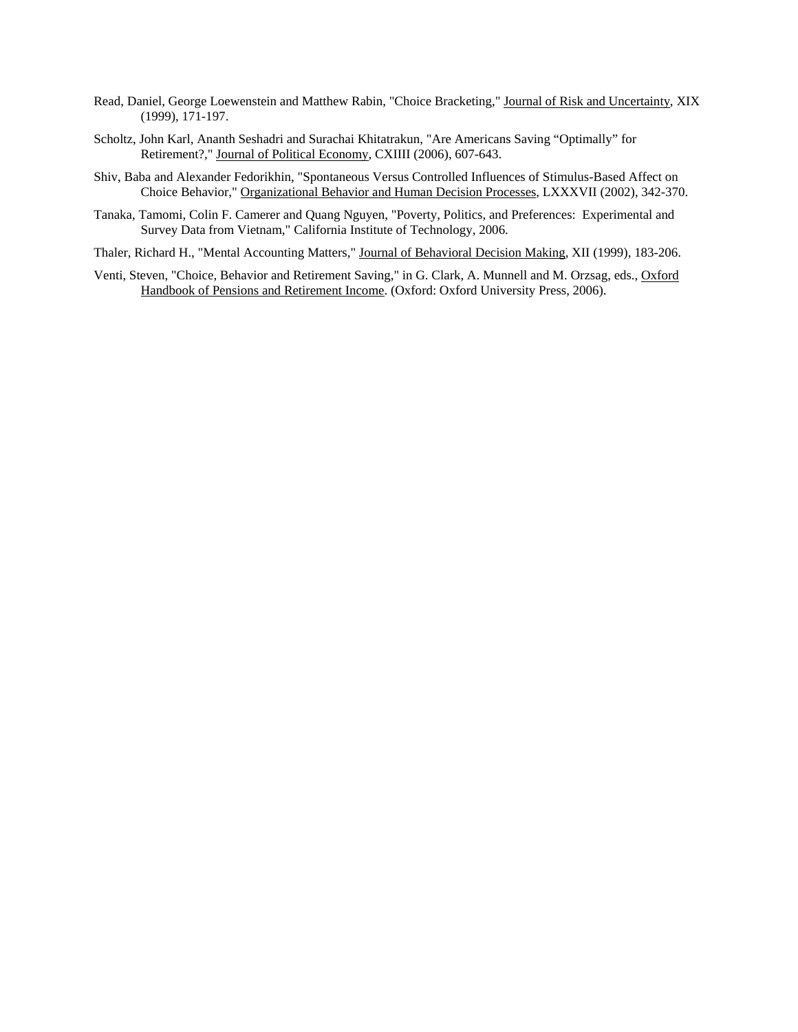Read, Daniel, George Loewenstein and Matthew Rabin, "Choice Bracketing," Journal of Risk and Uncertainty, XIX (1999), 171-197.

Scholtz, John Karl, Ananth Seshadri and Surachai Khitatrakun, "Are Americans Saving “Optimally” for Retirement?," Journal of Political Economy, CXIIII (2006), 607-643.

Shiv, Baba and Alexander Fedorikhin, "Spontaneous Versus Controlled Influences of Stimulus-Based Affect on Choice Behavior," Organizational Behavior and Human Decision Processes, LXXXVII (2002), 342-370.

Tanaka, Tamomi, Colin F. Camerer and Quang Nguyen, "Poverty, Politics, and Preferences: Experimental and Survey Data from Vietnam," California Institute of Technology, 2006.

Thaler, Richard H., "Mental Accounting Matters," Journal of Behavioral Decision Making, XII (1999), 183-206.

Venti, Steven, "Choice, Behavior and Retirement Saving," in G. Clark, A. Munnell and M. Orzsag, eds., Oxford Handbook of Pensions and Retirement Income. (Oxford: Oxford University Press, 2006).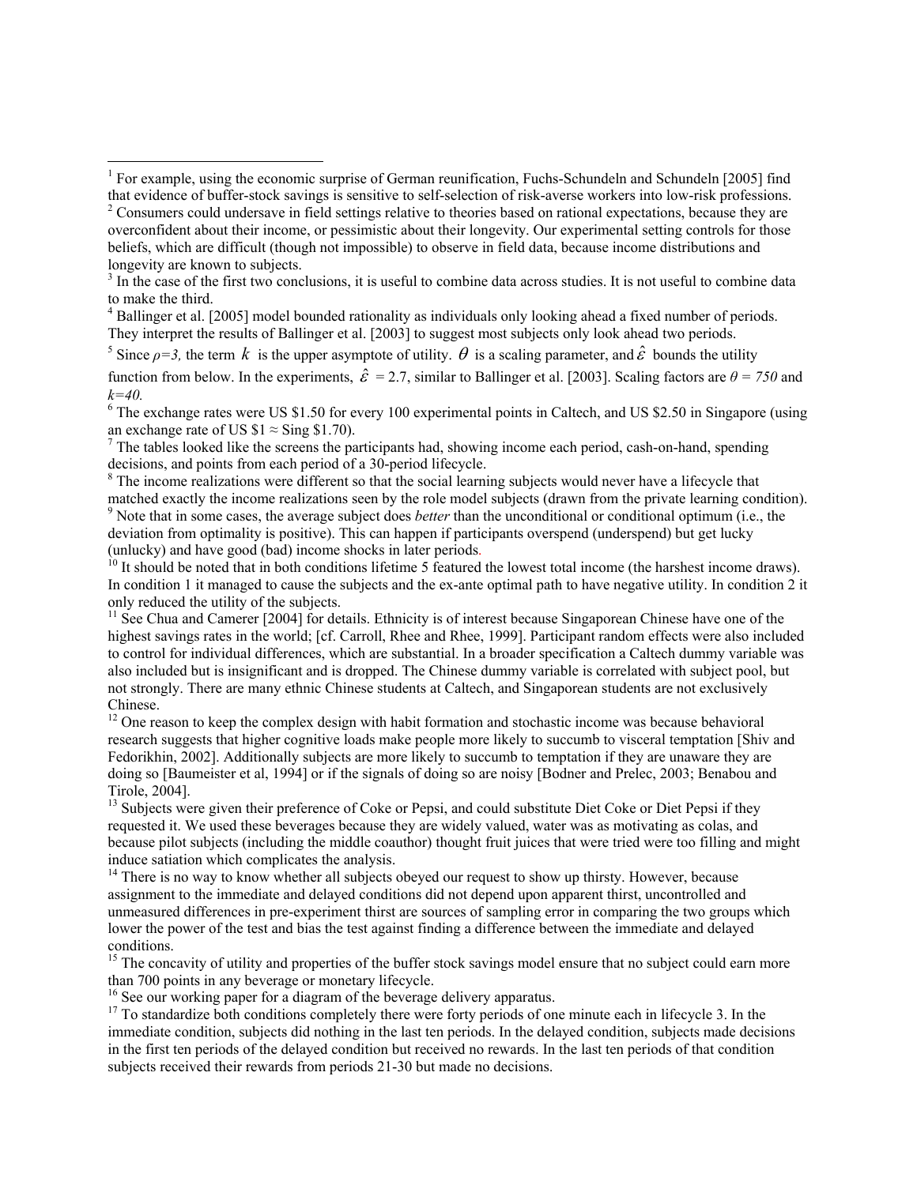[1] For example, using the economic surprise of German reunification, Fuchs-Schundeln and Schundeln [2005] find that evidence of buffer-stock savings is sensitive to self-selection of risk-averse workers into low-risk professions.

[2] Consumers could undersave in field settings relative to theories based on rational expectations, because they are overconfident about their income, or pessimistic about their longevity. Our experimental setting controls for those beliefs, which are difficult (though not impossible) to observe in field data, because income distributions and longevity are known to subjects.

[3] In the case of the first two conclusions, it is useful to combine data across studies. It is not useful to combine data to make the third.

[4] Ballinger et al. [2005] model bounded rationality as individuals only looking ahead a fixed number of periods. They interpret the results of Ballinger et al. [2003] to suggest most subjects only look ahead two periods.

[5] Since $\rho=3$, the term $k$ is the upper asymptote of utility. $\theta$ is a scaling parameter, and $\hat{\varepsilon}$ bounds the utility function from below. In the experiments, $\hat{\varepsilon}$ = 2.7, similar to Ballinger et al. [2003]. Scaling factors are $\theta = 750$ and $k=40$.

[6] The exchange rates were US \$1.50 for every 100 experimental points in Caltech, and US \$2.50 in Singapore (using an exchange rate of US \$1 ≈ Sing \$1.70).

[7] The tables looked like the screens the participants had, showing income each period, cash-on-hand, spending decisions, and points from each period of a 30-period lifecycle.

[8] The income realizations were different so that the social learning subjects would never have a lifecycle that matched exactly the income realizations seen by the role model subjects (drawn from the private learning condition).

[9] Note that in some cases, the average subject does *better* than the unconditional or conditional optimum (i.e., the deviation from optimality is positive). This can happen if participants overspend (underspend) but get lucky (unlucky) and have good (bad) income shocks in later periods.

[10] It should be noted that in both conditions lifetime 5 featured the lowest total income (the harshest income draws). In condition 1 it managed to cause the subjects and the ex-ante optimal path to have negative utility. In condition 2 it only reduced the utility of the subjects.

[11] See Chua and Camerer [2004] for details. Ethnicity is of interest because Singaporean Chinese have one of the highest savings rates in the world; [cf. Carroll, Rhee and Rhee, 1999]. Participant random effects were also included to control for individual differences, which are substantial. In a broader specification a Caltech dummy variable was also included but is insignificant and is dropped. The Chinese dummy variable is correlated with subject pool, but not strongly. There are many ethnic Chinese students at Caltech, and Singaporean students are not exclusively Chinese.

[12] One reason to keep the complex design with habit formation and stochastic income was because behavioral research suggests that higher cognitive loads make people more likely to succumb to visceral temptation [Shiv and Fedorikhin, 2002]. Additionally subjects are more likely to succumb to temptation if they are unaware they are doing so [Baumeister et al, 1994] or if the signals of doing so are noisy [Bodner and Prelec, 2003; Benabou and Tirole, 2004].

[13] Subjects were given their preference of Coke or Pepsi, and could substitute Diet Coke or Diet Pepsi if they requested it. We used these beverages because they are widely valued, water was as motivating as colas, and because pilot subjects (including the middle coauthor) thought fruit juices that were tried were too filling and might induce satiation which complicates the analysis.

[14] There is no way to know whether all subjects obeyed our request to show up thirsty. However, because assignment to the immediate and delayed conditions did not depend upon apparent thirst, uncontrolled and unmeasured differences in pre-experiment thirst are sources of sampling error in comparing the two groups which lower the power of the test and bias the test against finding a difference between the immediate and delayed conditions.

[15] The concavity of utility and properties of the buffer stock savings model ensure that no subject could earn more than 700 points in any beverage or monetary lifecycle.

[16] See our working paper for a diagram of the beverage delivery apparatus.

[17] To standardize both conditions completely there were forty periods of one minute each in lifecycle 3. In the immediate condition, subjects did nothing in the last ten periods. In the delayed condition, subjects made decisions in the first ten periods of the delayed condition but received no rewards. In the last ten periods of that condition subjects received their rewards from periods 21-30 but made no decisions.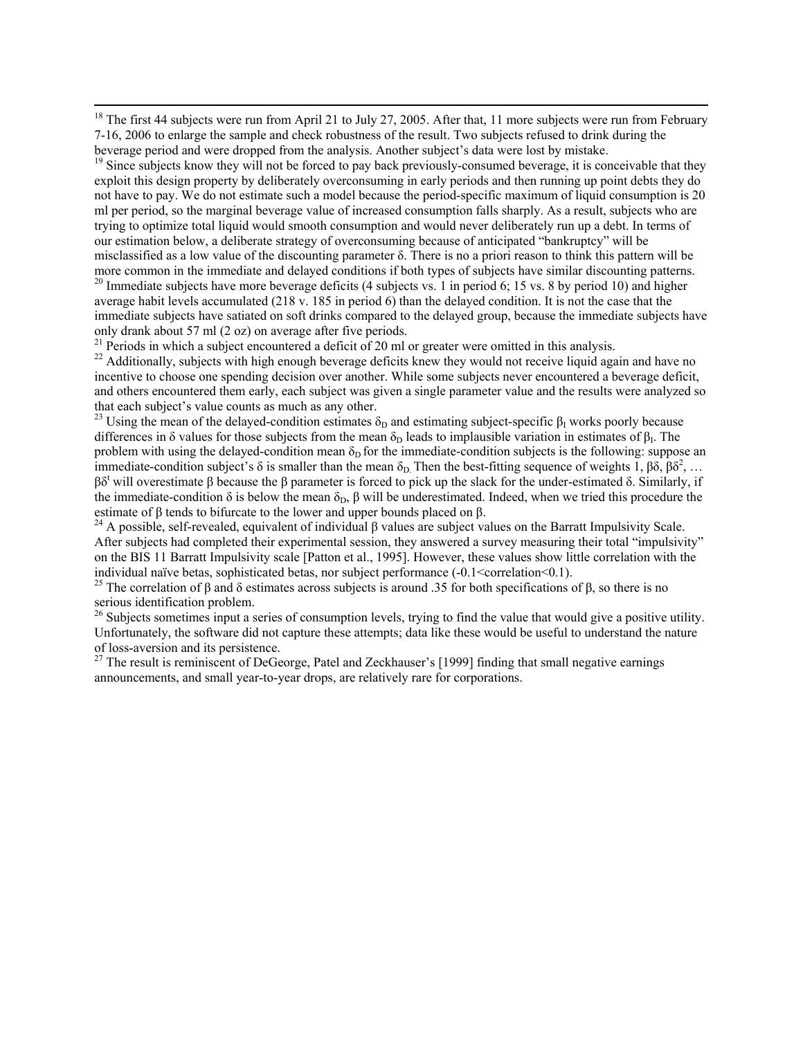[18] The first 44 subjects were run from April 21 to July 27, 2005. After that, 11 more subjects were run from February 7-16, 2006 to enlarge the sample and check robustness of the result. Two subjects refused to drink during the beverage period and were dropped from the analysis. Another subject's data were lost by mistake.

[19] Since subjects know they will not be forced to pay back previously-consumed beverage, it is conceivable that they exploit this design property by deliberately overconsuming in early periods and then running up point debts they do not have to pay. We do not estimate such a model because the period-specific maximum of liquid consumption is 20 ml per period, so the marginal beverage value of increased consumption falls sharply. As a result, subjects who are trying to optimize total liquid would smooth consumption and would never deliberately run up a debt. In terms of our estimation below, a deliberate strategy of overconsuming because of anticipated "bankruptcy" will be misclassified as a low value of the discounting parameter δ. There is no a priori reason to think this pattern will be more common in the immediate and delayed conditions if both types of subjects have similar discounting patterns.

[20] Immediate subjects have more beverage deficits (4 subjects vs. 1 in period 6; 15 vs. 8 by period 10) and higher average habit levels accumulated (218 v. 185 in period 6) than the delayed condition. It is not the case that the immediate subjects have satiated on soft drinks compared to the delayed group, because the immediate subjects have only drank about 57 ml (2 oz) on average after five periods.

[21] Periods in which a subject encountered a deficit of 20 ml or greater were omitted in this analysis.

[22] Additionally, subjects with high enough beverage deficits knew they would not receive liquid again and have no incentive to choose one spending decision over another. While some subjects never encountered a beverage deficit, and others encountered them early, each subject was given a single parameter value and the results were analyzed so that each subject's value counts as much as any other.

[23] Using the mean of the delayed-condition estimates $\delta_D$ and estimating subject-specific $\beta_I$ works poorly because differences in δ values for those subjects from the mean $\delta_D$ leads to implausible variation in estimates of $\beta_I$. The problem with using the delayed-condition mean $\delta_D$ for the immediate-condition subjects is the following: suppose an immediate-condition subject's δ is smaller than the mean $\delta_D$. Then the best-fitting sequence of weights 1, $\beta\delta$, $\beta\delta^2$, … $\beta\delta^t$ will overestimate β because the β parameter is forced to pick up the slack for the under-estimated δ. Similarly, if the immediate-condition δ is below the mean $\delta_D$, β will be underestimated. Indeed, when we tried this procedure the estimate of β tends to bifurcate to the lower and upper bounds placed on β.

[24] A possible, self-revealed, equivalent of individual β values are subject values on the Barratt Impulsivity Scale. After subjects had completed their experimental session, they answered a survey measuring their total "impulsivity" on the BIS 11 Barratt Impulsivity scale [Patton et al., 1995]. However, these values show little correlation with the individual naïve betas, sophisticated betas, nor subject performance ($-0.1<\text{correlation}<0.1$).

[25] The correlation of β and δ estimates across subjects is around .35 for both specifications of β, so there is no serious identification problem.

[26] Subjects sometimes input a series of consumption levels, trying to find the value that would give a positive utility. Unfortunately, the software did not capture these attempts; data like these would be useful to understand the nature of loss-aversion and its persistence.

[27] The result is reminiscent of DeGeorge, Patel and Zeckhauser's [1999] finding that small negative earnings announcements, and small year-to-year drops, are relatively rare for corporations.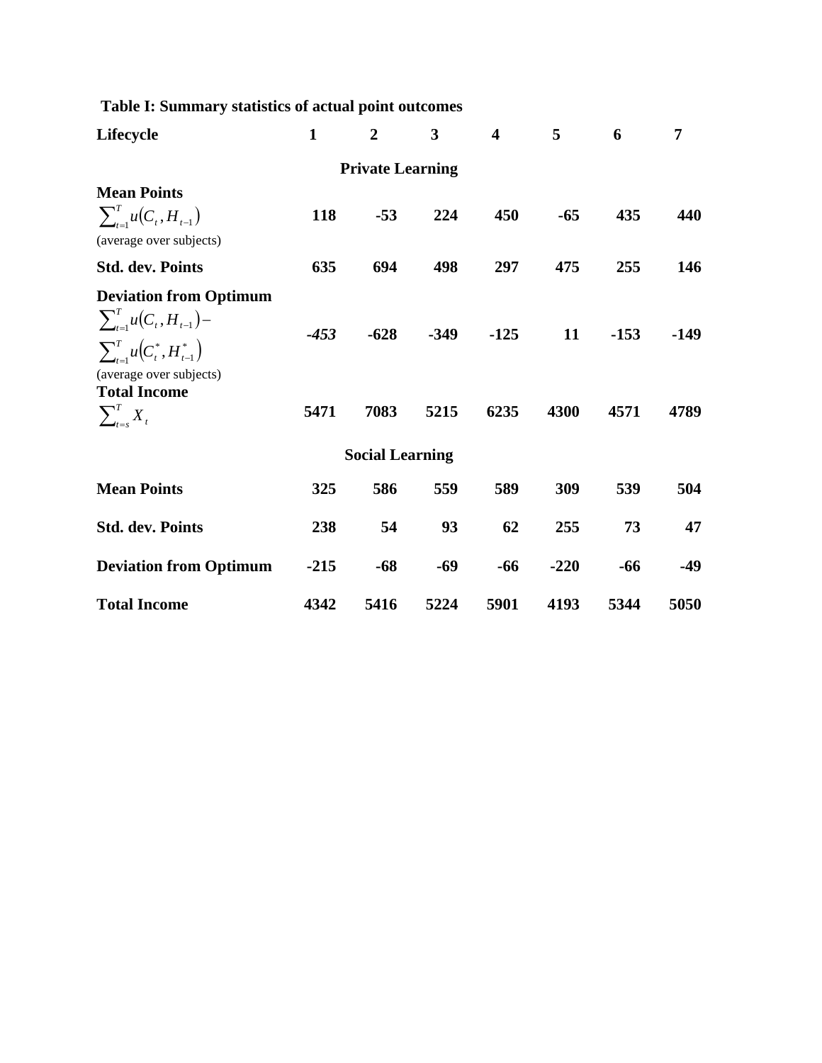**Table I: Summary statistics of actual point outcomes**

| Lifecycle | 1 | 2 | 3 | 4 | 5 | 6 | 7 |
|---|---|---|---|---|---|---|---|
| **Private Learning** | | | | | | | |
| **Mean Points** $\sum_{t=1}^{T} u(C_t, H_{t-1})$ (average over subjects) | 118 | -53 | 224 | 450 | -65 | 435 | 440 |
| **Std. dev. Points** | 635 | 694 | 498 | 297 | 475 | 255 | 146 |
| **Deviation from Optimum** $\sum_{t=1}^{T} u(C_t, H_{t-1}) - \sum_{t=1}^{T} u(C_t^*, H_{t-1}^*)$ (average over subjects) | *-453* | -628 | -349 | -125 | 11 | -153 | -149 |
| **Total Income** $\sum_{t=s}^{T} X_t$ | 5471 | 7083 | 5215 | 6235 | 4300 | 4571 | 4789 |
| **Social Learning** | | | | | | | |
| **Mean Points** | 325 | 586 | 559 | 589 | 309 | 539 | 504 |
| **Std. dev. Points** | 238 | 54 | 93 | 62 | 255 | 73 | 47 |
| **Deviation from Optimum** | -215 | -68 | -69 | -66 | -220 | -66 | -49 |
| **Total Income** | 4342 | 5416 | 5224 | 5901 | 4193 | 5344 | 5050 |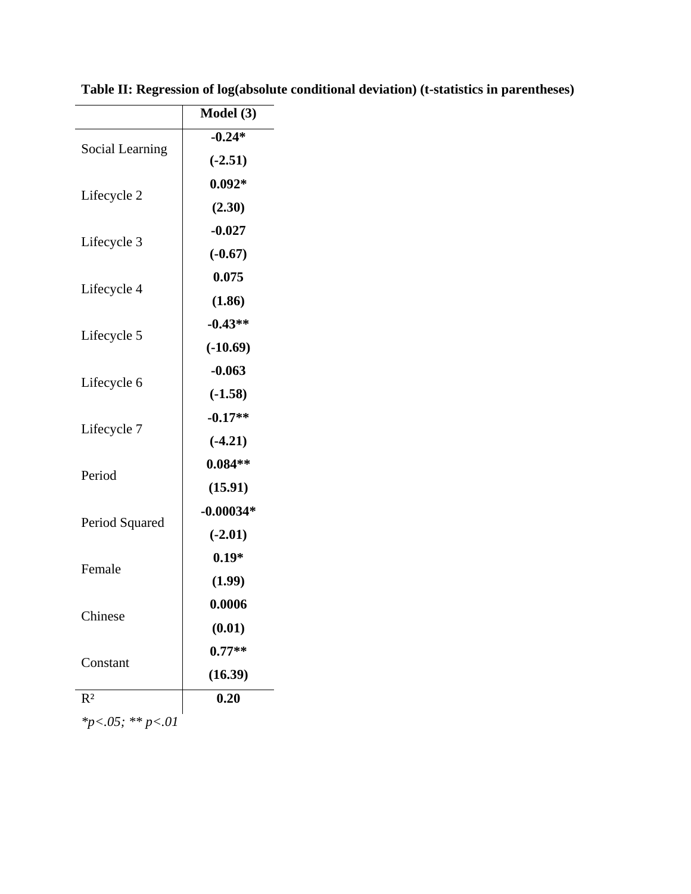**Table II: Regression of log(absolute conditional deviation) (t-statistics in parentheses)**

| | Model (3) |
|---|---|
| Social Learning | **-0.24*** |
| | **(-2.51)** |
| Lifecycle 2 | **0.092*** |
| | **(2.30)** |
| Lifecycle 3 | **-0.027** |
| | **(-0.67)** |
| Lifecycle 4 | **0.075** |
| | **(1.86)** |
| Lifecycle 5 | **-0.43**** |
| | **(-10.69)** |
| Lifecycle 6 | **-0.063** |
| | **(-1.58)** |
| Lifecycle 7 | **-0.17**** |
| | **(-4.21)** |
| Period | **0.084**** |
| | **(15.91)** |
| Period Squared | **-0.00034*** |
| | **(-2.01)** |
| Female | **0.19*** |
| | **(1.99)** |
| Chinese | **0.0006** |
| | **(0.01)** |
| Constant | **0.77**** |
| | **(16.39)** |
| $R^2$ | **0.20** |

*\*p<.05; \*\* p<.01*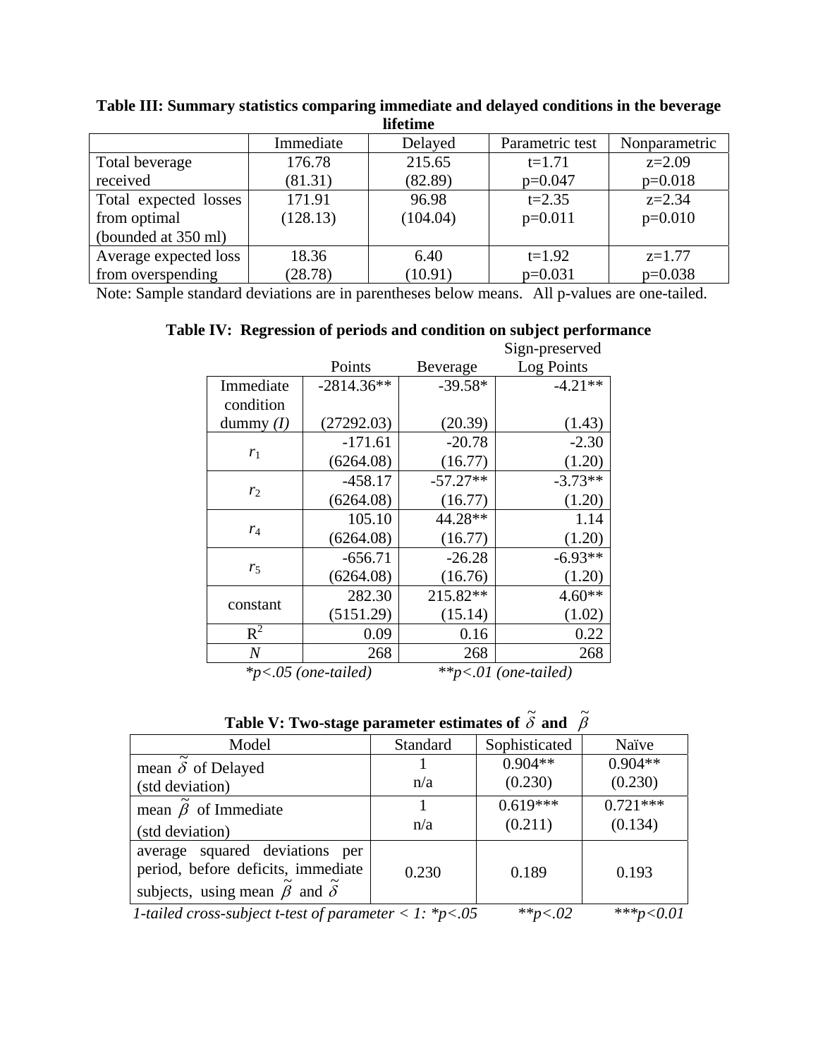**Table III: Summary statistics comparing immediate and delayed conditions in the beverage lifetime**

| | Immediate | Delayed | Parametric test | Nonparametric |
|---|---|---|---|---|
| Total beverage received | 176.78 (81.31) | 215.65 (82.89) | t=1.71 p=0.047 | z=2.09 p=0.018 |
| Total expected losses from optimal (bounded at 350 ml) | 171.91 (128.13) | 96.98 (104.04) | t=2.35 p=0.011 | z=2.34 p=0.010 |
| Average expected loss from overspending | 18.36 (28.78) | 6.40 (10.91) | t=1.92 p=0.031 | z=1.77 p=0.038 |

Note: Sample standard deviations are in parentheses below means. All p-values are one-tailed.

**Table IV: Regression of periods and condition on subject performance**

| | Points | Beverage | Sign-preserved Log Points |
|---|---|---|---|
| Immediate condition dummy (*I*) | -2814.36** (27292.03) | -39.58* (20.39) | -4.21** (1.43) |
| $r_1$ | -171.61 (6264.08) | -20.78 (16.77) | -2.30 (1.20) |
| $r_2$ | -458.17 (6264.08) | -57.27** (16.77) | -3.73** (1.20) |
| $r_4$ | 105.10 (6264.08) | 44.28** (16.77) | 1.14 (1.20) |
| $r_5$ | -656.71 (6264.08) | -26.28 (16.76) | -6.93** (1.20) |
| constant | 282.30 (5151.29) | 215.82** (15.14) | 4.60** (1.02) |
| $R^2$ | 0.09 | 0.16 | 0.22 |
| *N* | 268 | 268 | 268 |

*\*p<.05 (one-tailed)    \*\*p<.01 (one-tailed)*

**Table V: Two-stage parameter estimates of $\tilde{\delta}$ and $\tilde{\beta}$**

| Model | Standard | Sophisticated | Naïve |
|---|---|---|---|
| mean $\tilde{\delta}$ of Delayed (std deviation) | 1 n/a | 0.904** (0.230) | 0.904** (0.230) |
| mean $\tilde{\beta}$ of Immediate (std deviation) | 1 n/a | 0.619*** (0.211) | 0.721*** (0.134) |
| average squared deviations per period, before deficits, immediate subjects, using mean $\tilde{\beta}$ and $\tilde{\delta}$ | 0.230 | 0.189 | 0.193 |

*1-tailed cross-subject t-test of parameter < 1: \*p<.05    \*\*p<.02    \*\*\*p<0.01*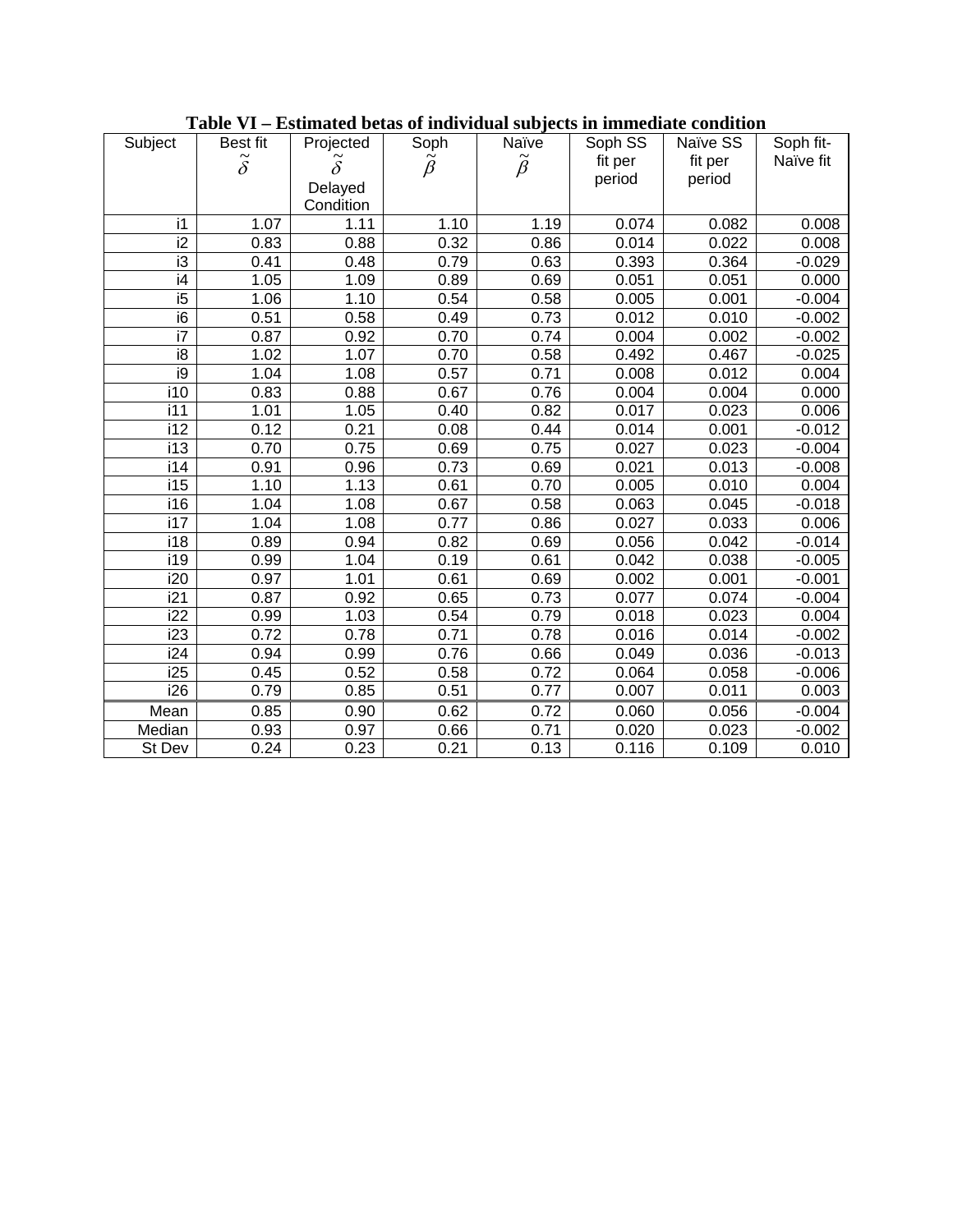**Table VI – Estimated betas of individual subjects in immediate condition**

| Subject | Best fit $\tilde{\delta}$ | Projected $\tilde{\delta}$ Delayed Condition | Soph $\tilde{\beta}$ | Naïve $\tilde{\beta}$ | Soph SS fit per period | Naïve SS fit per period | Soph fit-Naïve fit |
|---|---|---|---|---|---|---|---|
| i1 | 1.07 | 1.11 | 1.10 | 1.19 | 0.074 | 0.082 | 0.008 |
| i2 | 0.83 | 0.88 | 0.32 | 0.86 | 0.014 | 0.022 | 0.008 |
| i3 | 0.41 | 0.48 | 0.79 | 0.63 | 0.393 | 0.364 | -0.029 |
| i4 | 1.05 | 1.09 | 0.89 | 0.69 | 0.051 | 0.051 | 0.000 |
| i5 | 1.06 | 1.10 | 0.54 | 0.58 | 0.005 | 0.001 | -0.004 |
| i6 | 0.51 | 0.58 | 0.49 | 0.73 | 0.012 | 0.010 | -0.002 |
| i7 | 0.87 | 0.92 | 0.70 | 0.74 | 0.004 | 0.002 | -0.002 |
| i8 | 1.02 | 1.07 | 0.70 | 0.58 | 0.492 | 0.467 | -0.025 |
| i9 | 1.04 | 1.08 | 0.57 | 0.71 | 0.008 | 0.012 | 0.004 |
| i10 | 0.83 | 0.88 | 0.67 | 0.76 | 0.004 | 0.004 | 0.000 |
| i11 | 1.01 | 1.05 | 0.40 | 0.82 | 0.017 | 0.023 | 0.006 |
| i12 | 0.12 | 0.21 | 0.08 | 0.44 | 0.014 | 0.001 | -0.012 |
| i13 | 0.70 | 0.75 | 0.69 | 0.75 | 0.027 | 0.023 | -0.004 |
| i14 | 0.91 | 0.96 | 0.73 | 0.69 | 0.021 | 0.013 | -0.008 |
| i15 | 1.10 | 1.13 | 0.61 | 0.70 | 0.005 | 0.010 | 0.004 |
| i16 | 1.04 | 1.08 | 0.67 | 0.58 | 0.063 | 0.045 | -0.018 |
| i17 | 1.04 | 1.08 | 0.77 | 0.86 | 0.027 | 0.033 | 0.006 |
| i18 | 0.89 | 0.94 | 0.82 | 0.69 | 0.056 | 0.042 | -0.014 |
| i19 | 0.99 | 1.04 | 0.19 | 0.61 | 0.042 | 0.038 | -0.005 |
| i20 | 0.97 | 1.01 | 0.61 | 0.69 | 0.002 | 0.001 | -0.001 |
| i21 | 0.87 | 0.92 | 0.65 | 0.73 | 0.077 | 0.074 | -0.004 |
| i22 | 0.99 | 1.03 | 0.54 | 0.79 | 0.018 | 0.023 | 0.004 |
| i23 | 0.72 | 0.78 | 0.71 | 0.78 | 0.016 | 0.014 | -0.002 |
| i24 | 0.94 | 0.99 | 0.76 | 0.66 | 0.049 | 0.036 | -0.013 |
| i25 | 0.45 | 0.52 | 0.58 | 0.72 | 0.064 | 0.058 | -0.006 |
| i26 | 0.79 | 0.85 | 0.51 | 0.77 | 0.007 | 0.011 | 0.003 |
| Mean | 0.85 | 0.90 | 0.62 | 0.72 | 0.060 | 0.056 | -0.004 |
| Median | 0.93 | 0.97 | 0.66 | 0.71 | 0.020 | 0.023 | -0.002 |
| St Dev | 0.24 | 0.23 | 0.21 | 0.13 | 0.116 | 0.109 | 0.010 |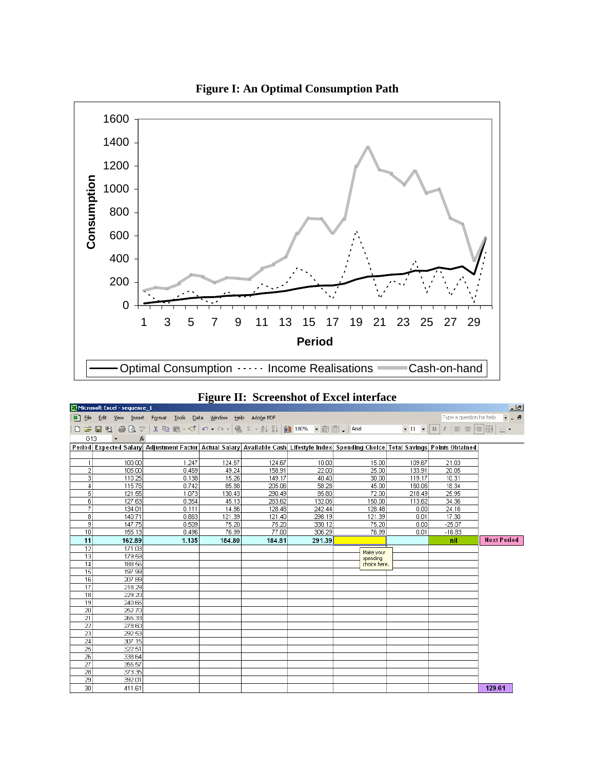**Figure I: An Optimal Consumption Path**

**Figure II: Screenshot of Excel interface**

| Period | Expected Salary | Adjustment Factor | Actual Salary | Available Cash | Lifestyle Index | Spending Choice | Total Savings | Points Obtained | |
|---|---|---|---|---|---|---|---|---|---|
| 1 | 100.00 | 1.247 | 124.67 | 124.67 | 10.00 | 15.00 | 109.67 | 21.03 | |
| 2 | 105.00 | 0.469 | 49.24 | 158.91 | 22.00 | 25.00 | 133.91 | 20.05 | |
| 3 | 110.25 | 0.138 | 15.26 | 149.17 | 40.40 | 30.00 | 119.17 | 10.31 | |
| 4 | 115.76 | 0.742 | 85.88 | 205.06 | 58.28 | 45.00 | 160.06 | 18.34 | |
| 5 | 121.55 | 1.073 | 130.43 | 290.49 | 86.80 | 72.00 | 218.49 | 25.95 | |
| 6 | 127.63 | 0.354 | 45.13 | 263.62 | 132.06 | 150.00 | 113.62 | 34.36 | |
| 7 | 134.01 | 0.111 | 14.86 | 128.48 | 242.44 | 128.48 | 0.00 | 24.16 | |
| 8 | 140.71 | 0.863 | 121.39 | 121.40 | 298.19 | 121.39 | 0.01 | 17.30 | |
| 9 | 147.75 | 0.509 | 75.20 | 75.20 | 330.12 | 75.20 | 0.00 | -25.07 | |
| 10 | 155.13 | 0.496 | 76.99 | 77.00 | 306.29 | 76.99 | 0.01 | -16.83 | |
| 11 | 162.89 | 1.135 | 184.80 | 184.81 | 291.39 | | | nil | Next Period |
| 12 | 171.03 | | | | | Make your spending choice here. | | | |
| 13 | 179.59 | | | | | | | | |
| 14 | 188.56 | | | | | | | | |
| 15 | 197.99 | | | | | | | | |
| 16 | 207.89 | | | | | | | | |
| 17 | 218.29 | | | | | | | | |
| 18 | 229.20 | | | | | | | | |
| 19 | 240.66 | | | | | | | | |
| 20 | 252.70 | | | | | | | | |
| 21 | 265.33 | | | | | | | | |
| 22 | 278.60 | | | | | | | | |
| 23 | 292.53 | | | | | | | | |
| 24 | 307.15 | | | | | | | | |
| 25 | 322.51 | | | | | | | | |
| 26 | 338.64 | | | | | | | | |
| 27 | 355.57 | | | | | | | | |
| 28 | 373.35 | | | | | | | | |
| 29 | 392.01 | | | | | | | | |
| 30 | 411.61 | | | | | | | | 129.61 |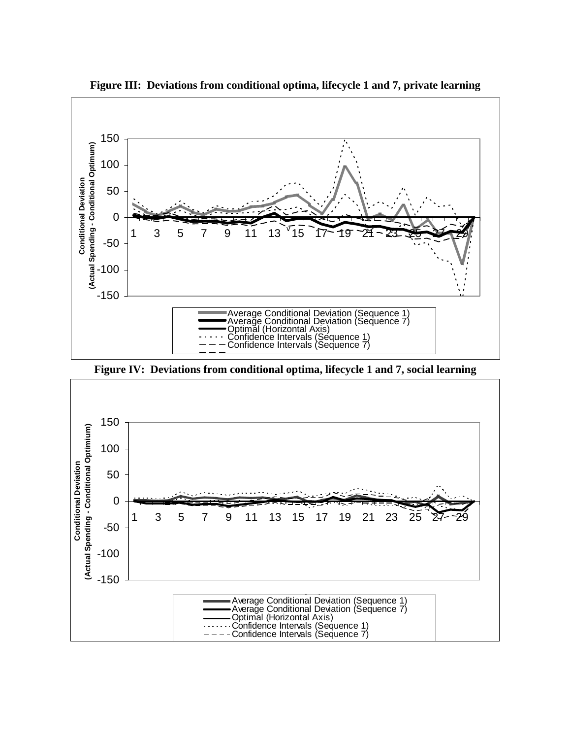**Figure III: Deviations from conditional optima, lifecycle 1 and 7, private learning**

Conditional Deviation (Actual Spending - Conditional Optimum)

150
100
50
0
-50
-100
-150

1 3 5 7 9 11 13 15 17 19 21 23 25 27 29

Average Conditional Deviation (Sequence 1)
Average Conditional Deviation (Sequence 7)
Optimal (Horizontal Axis)
Confidence Intervals (Sequence 1)
Confidence Intervals (Sequence 7)

**Figure IV: Deviations from conditional optima, lifecycle 1 and 7, social learning**

Conditional Deviation (Actual Spending - Conditional Optimium)

150
100
50
0
-50
-100
-150

1 3 5 7 9 11 13 15 17 19 21 23 25 27 29

Average Conditional Deviation (Sequence 1)
Average Conditional Deviation (Sequence 7)
Optimal (Horizontal Axis)
Confidence Intervals (Sequence 1)
Confidence Intervals (Sequence 7)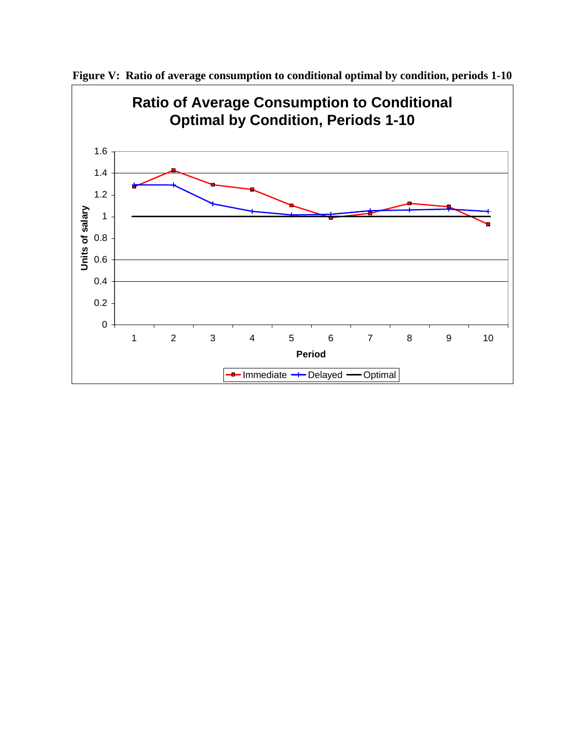**Figure V: Ratio of average consumption to conditional optimal by condition, periods 1-10**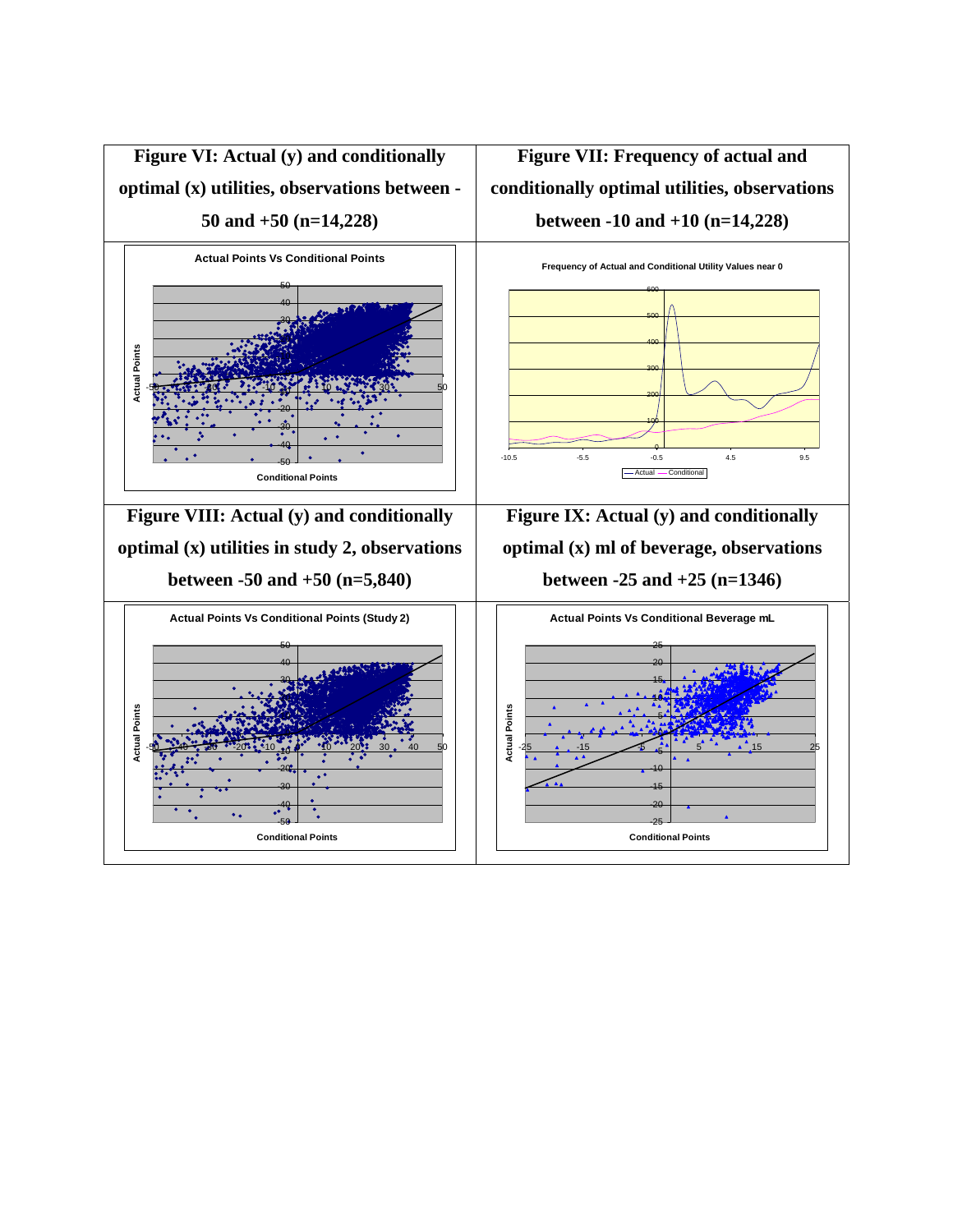**Figure VI: Actual (y) and conditionally optimal (x) utilities, observations between -50 and +50 (n=14,228)**

Actual Points Vs Conditional Points

Actual Points

Conditional Points

50
40
30
20
10
-50
-30
-10
10
30
50
-10
-20
-30
-40
-50

**Figure VII: Frequency of actual and conditionally optimal utilities, observations between -10 and +10 (n=14,228)**

Frequency of Actual and Conditional Utility Values near 0

600
500
400
300
200
100
0
-10.5
-5.5
-0.5
4.5
9.5

Actual
Conditional

**Figure VIII: Actual (y) and conditionally optimal (x) utilities in study 2, observations between -50 and +50 (n=5,840)**

Actual Points Vs Conditional Points (Study 2)

Actual Points

Conditional Points

50
40
30
20
10
-50
-40
-30
-20
-10
10
20
30
40
50
-10
-20
-30
-40
-50

**Figure IX: Actual (y) and conditionally optimal (x) ml of beverage, observations between -25 and +25 (n=1346)**

Actual Points Vs Conditional Beverage mL

Actual Points

Conditional Points

25
20
15
10
5
-25
-15
-5
5
15
25
-5
-10
-15
-20
-25